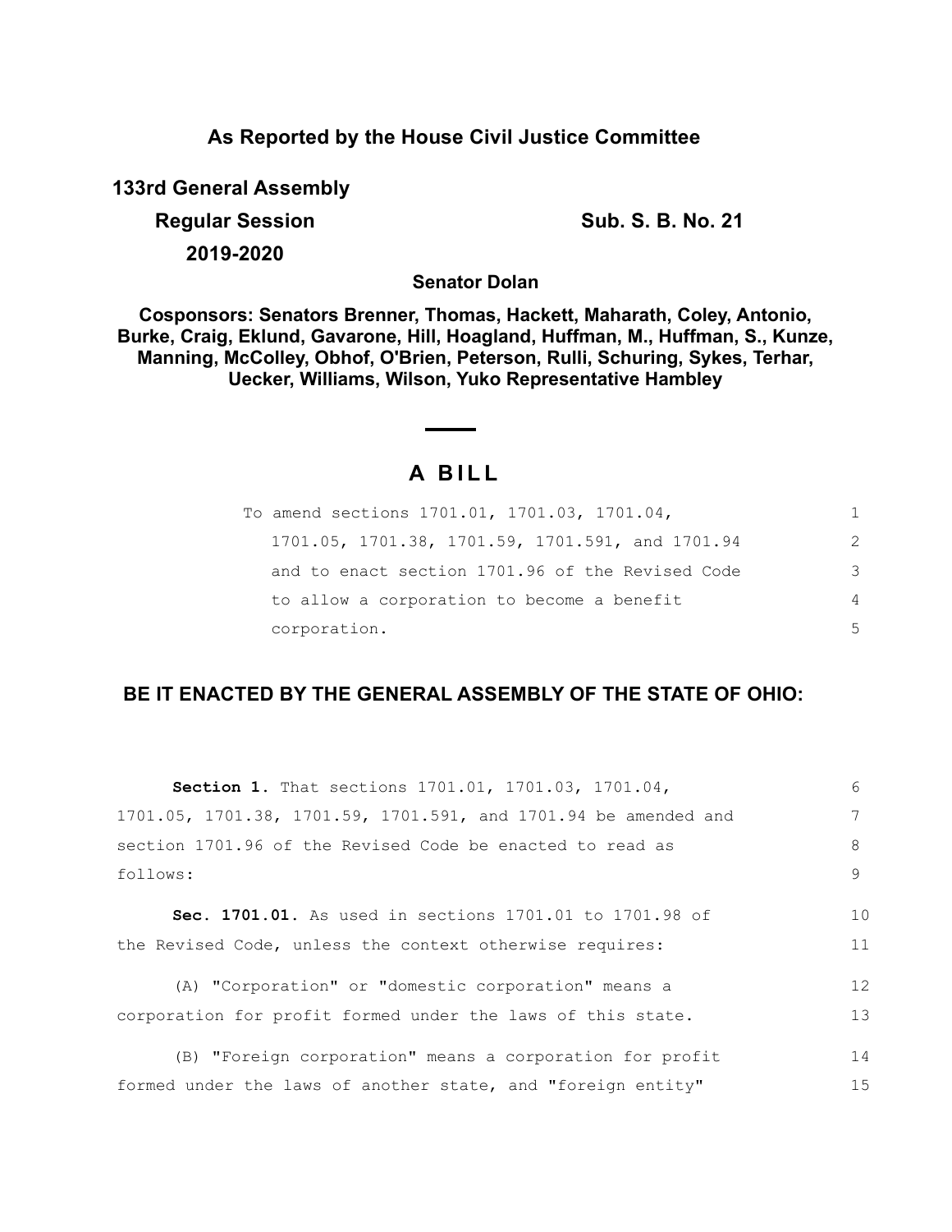**As Reported by the House Civil Justice Committee**

**133rd General Assembly**

**Regular Session**

**2019-2020**

**Sub. S. B. No. 21**

**Senator Dolan**

**Cosponsors: Senators Brenner, Thomas, Hackett, Maharath, Coley, Antonio, Burke, Craig, Eklund, Gavarone, Hill, Hoagland, Huffman, M., Huffman, S., Kunze, Manning, McColley, Obhof, O'Brien, Peterson, Rulli, Schuring, Sykes, Terhar, Uecker, Williams, Wilson, Yuko Representative Hambley**

# A BILL

To amend sections 1701.01, 1701.03, 1701.04, 1701.05, 1701.38, 1701.59, 1701.591, and 1701.94 and to enact section 1701.96 of the Revised Code to allow a corporation to become a benefit corporation.

**BE IT ENACTED BY THE GENERAL ASSEMBLY OF THE STATE OF OHIO:**

**Section 1.** That sections 1701.01, 1701.03, 1701.04, 1701.05, 1701.38, 1701.59, 1701.591, and 1701.94 be amended and section 1701.96 of the Revised Code be enacted to read as follows:

**Sec. 1701.01.** As used in sections 1701.01 to 1701.98 of the Revised Code, unless the context otherwise requires:

(A) "Corporation" or "domestic corporation" means a corporation for profit formed under the laws of this state.

(B) "Foreign corporation" means a corporation for profit formed under the laws of another state, and "foreign entity"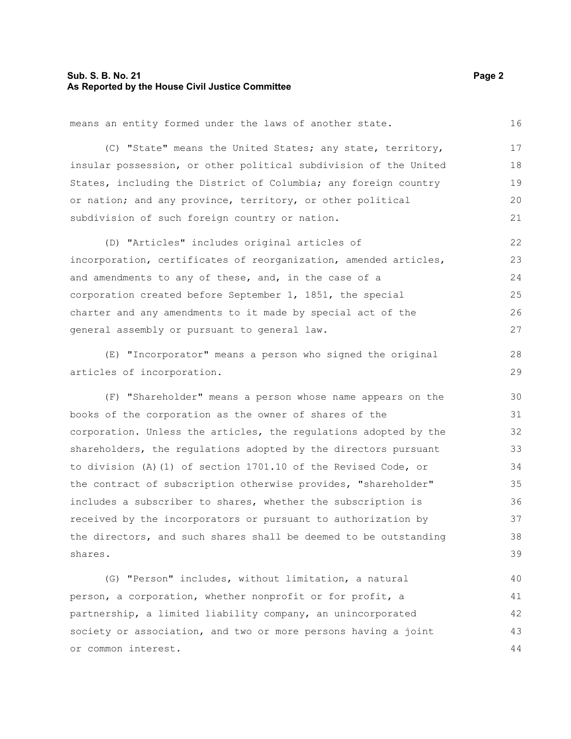means an entity formed under the laws of another state.

(C) "State" means the United States; any state, territory, insular possession, or other political subdivision of the United States, including the District of Columbia; any foreign country or nation; and any province, territory, or other political subdivision of such foreign country or nation.

(D) "Articles" includes original articles of incorporation, certificates of reorganization, amended articles, and amendments to any of these, and, in the case of a corporation created before September 1, 1851, the special charter and any amendments to it made by special act of the general assembly or pursuant to general law.

(E) "Incorporator" means a person who signed the original articles of incorporation.

(F) "Shareholder" means a person whose name appears on the books of the corporation as the owner of shares of the corporation. Unless the articles, the regulations adopted by the shareholders, the regulations adopted by the directors pursuant to division (A)(1) of section 1701.10 of the Revised Code, or the contract of subscription otherwise provides, "shareholder" includes a subscriber to shares, whether the subscription is received by the incorporators or pursuant to authorization by the directors, and such shares shall be deemed to be outstanding shares.

(G) "Person" includes, without limitation, a natural person, a corporation, whether nonprofit or for profit, a partnership, a limited liability company, an unincorporated society or association, and two or more persons having a joint or common interest.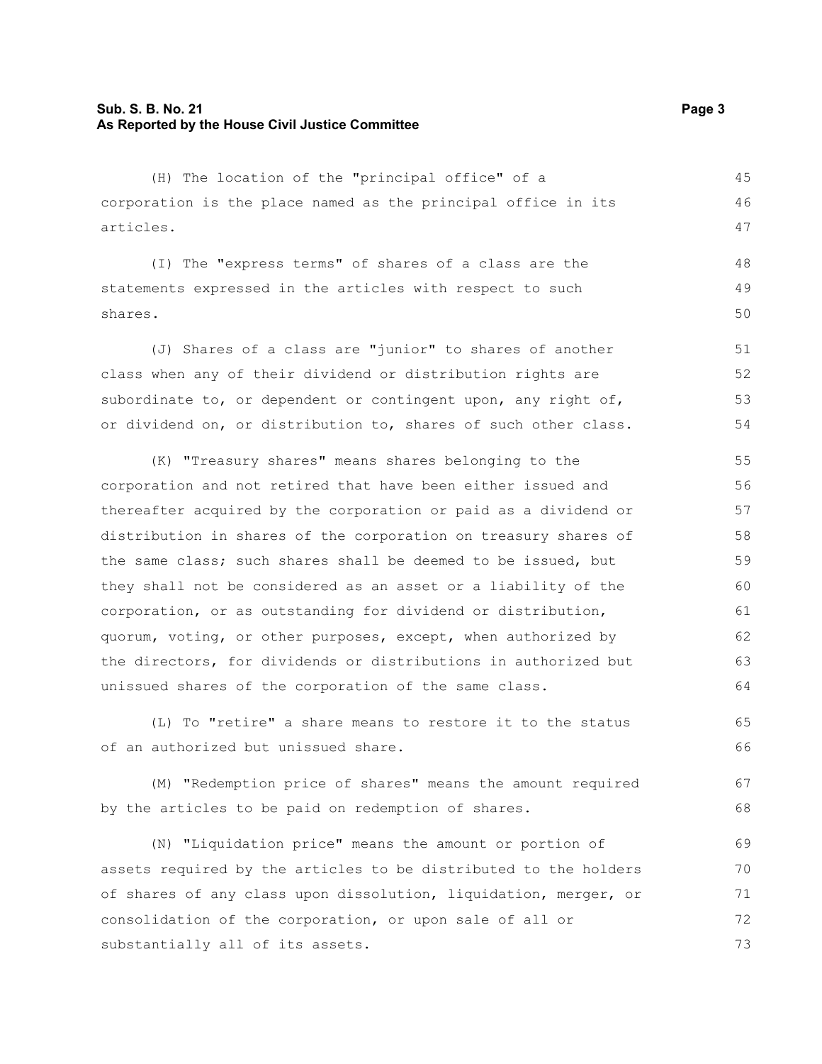(H) The location of the "principal office" of a corporation is the place named as the principal office in its articles.

(I) The "express terms" of shares of a class are the statements expressed in the articles with respect to such shares.

(J) Shares of a class are "junior" to shares of another class when any of their dividend or distribution rights are subordinate to, or dependent or contingent upon, any right of, or dividend on, or distribution to, shares of such other class.

(K) "Treasury shares" means shares belonging to the corporation and not retired that have been either issued and thereafter acquired by the corporation or paid as a dividend or distribution in shares of the corporation on treasury shares of the same class; such shares shall be deemed to be issued, but they shall not be considered as an asset or a liability of the corporation, or as outstanding for dividend or distribution, quorum, voting, or other purposes, except, when authorized by the directors, for dividends or distributions in authorized but unissued shares of the corporation of the same class.

(L) To "retire" a share means to restore it to the status of an authorized but unissued share.

(M) "Redemption price of shares" means the amount required by the articles to be paid on redemption of shares.

(N) "Liquidation price" means the amount or portion of assets required by the articles to be distributed to the holders of shares of any class upon dissolution, liquidation, merger, or consolidation of the corporation, or upon sale of all or substantially all of its assets.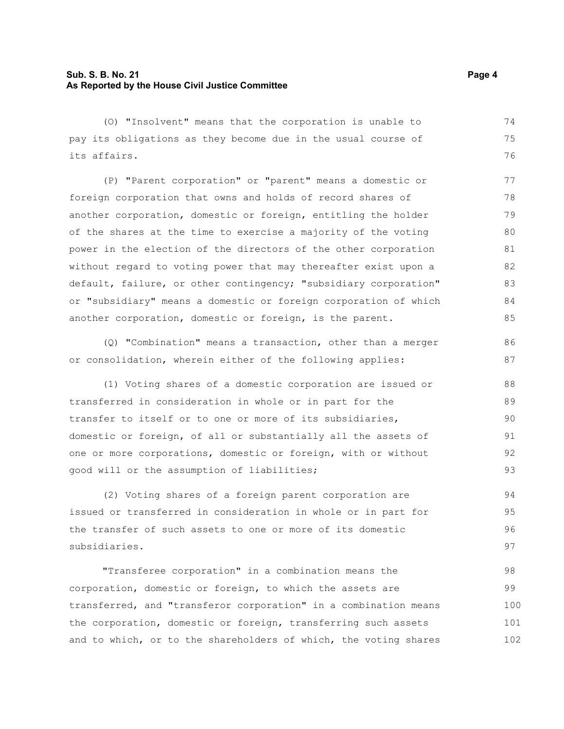(O) "Insolvent" means that the corporation is unable to pay its obligations as they become due in the usual course of its affairs.

(P) "Parent corporation" or "parent" means a domestic or foreign corporation that owns and holds of record shares of another corporation, domestic or foreign, entitling the holder of the shares at the time to exercise a majority of the voting power in the election of the directors of the other corporation without regard to voting power that may thereafter exist upon a default, failure, or other contingency; "subsidiary corporation" or "subsidiary" means a domestic or foreign corporation of which another corporation, domestic or foreign, is the parent.

(Q) "Combination" means a transaction, other than a merger or consolidation, wherein either of the following applies:

(1) Voting shares of a domestic corporation are issued or transferred in consideration in whole or in part for the transfer to itself or to one or more of its subsidiaries, domestic or foreign, of all or substantially all the assets of one or more corporations, domestic or foreign, with or without good will or the assumption of liabilities;

(2) Voting shares of a foreign parent corporation are issued or transferred in consideration in whole or in part for the transfer of such assets to one or more of its domestic subsidiaries.

"Transferee corporation" in a combination means the corporation, domestic or foreign, to which the assets are transferred, and "transferor corporation" in a combination means the corporation, domestic or foreign, transferring such assets and to which, or to the shareholders of which, the voting shares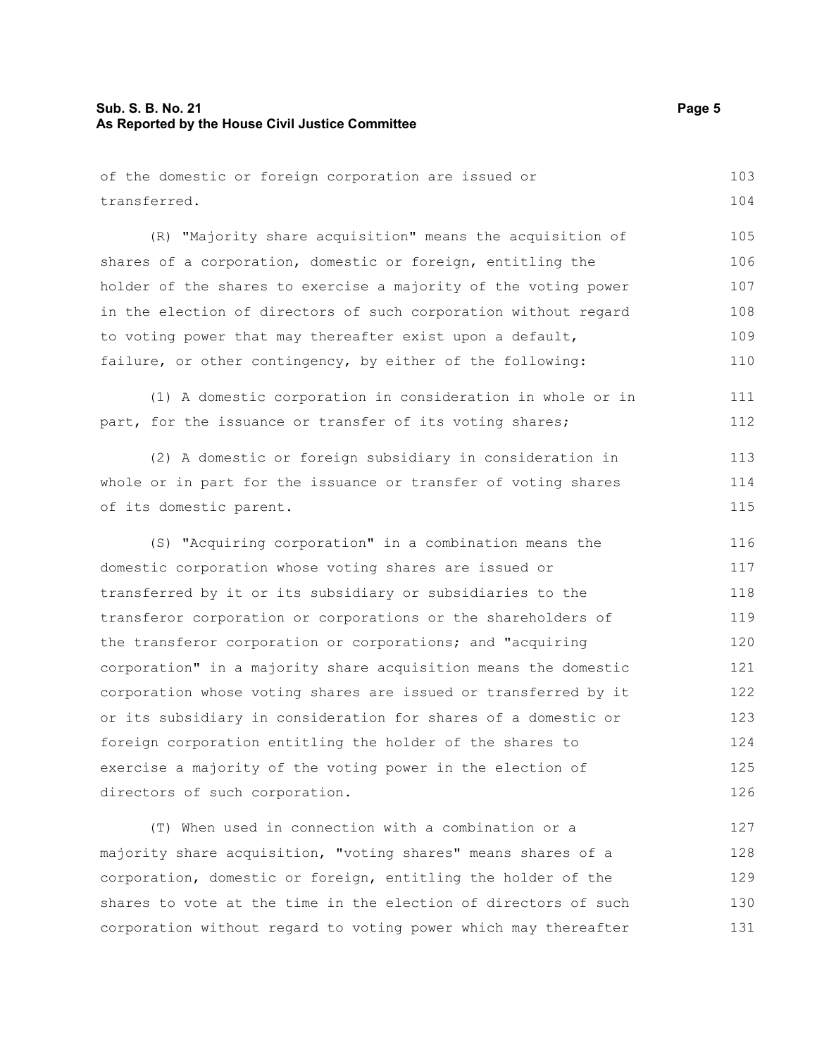of the domestic or foreign corporation are issued or transferred.

(R) "Majority share acquisition" means the acquisition of shares of a corporation, domestic or foreign, entitling the holder of the shares to exercise a majority of the voting power in the election of directors of such corporation without regard to voting power that may thereafter exist upon a default, failure, or other contingency, by either of the following:

(1) A domestic corporation in consideration in whole or in part, for the issuance or transfer of its voting shares;

(2) A domestic or foreign subsidiary in consideration in whole or in part for the issuance or transfer of voting shares of its domestic parent.

(S) "Acquiring corporation" in a combination means the domestic corporation whose voting shares are issued or transferred by it or its subsidiary or subsidiaries to the transferor corporation or corporations or the shareholders of the transferor corporation or corporations; and "acquiring corporation" in a majority share acquisition means the domestic corporation whose voting shares are issued or transferred by it or its subsidiary in consideration for shares of a domestic or foreign corporation entitling the holder of the shares to exercise a majority of the voting power in the election of directors of such corporation.

(T) When used in connection with a combination or a majority share acquisition, "voting shares" means shares of a corporation, domestic or foreign, entitling the holder of the shares to vote at the time in the election of directors of such corporation without regard to voting power which may thereafter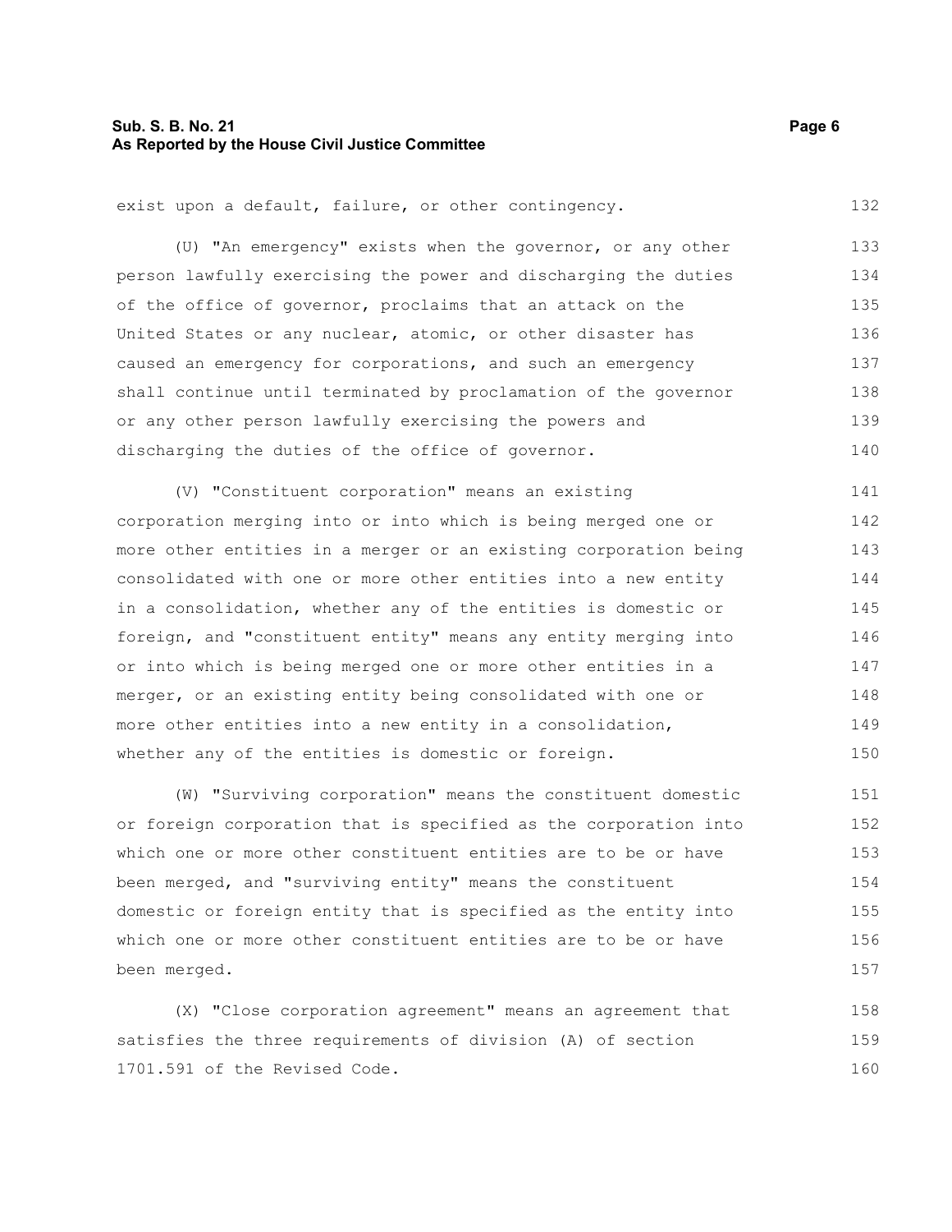exist upon a default, failure, or other contingency.

(U) "An emergency" exists when the governor, or any other person lawfully exercising the power and discharging the duties of the office of governor, proclaims that an attack on the United States or any nuclear, atomic, or other disaster has caused an emergency for corporations, and such an emergency shall continue until terminated by proclamation of the governor or any other person lawfully exercising the powers and discharging the duties of the office of governor.

(V) "Constituent corporation" means an existing corporation merging into or into which is being merged one or more other entities in a merger or an existing corporation being consolidated with one or more other entities into a new entity in a consolidation, whether any of the entities is domestic or foreign, and "constituent entity" means any entity merging into or into which is being merged one or more other entities in a merger, or an existing entity being consolidated with one or more other entities into a new entity in a consolidation, whether any of the entities is domestic or foreign.

(W) "Surviving corporation" means the constituent domestic or foreign corporation that is specified as the corporation into which one or more other constituent entities are to be or have been merged, and "surviving entity" means the constituent domestic or foreign entity that is specified as the entity into which one or more other constituent entities are to be or have been merged.

(X) "Close corporation agreement" means an agreement that satisfies the three requirements of division (A) of section 1701.591 of the Revised Code.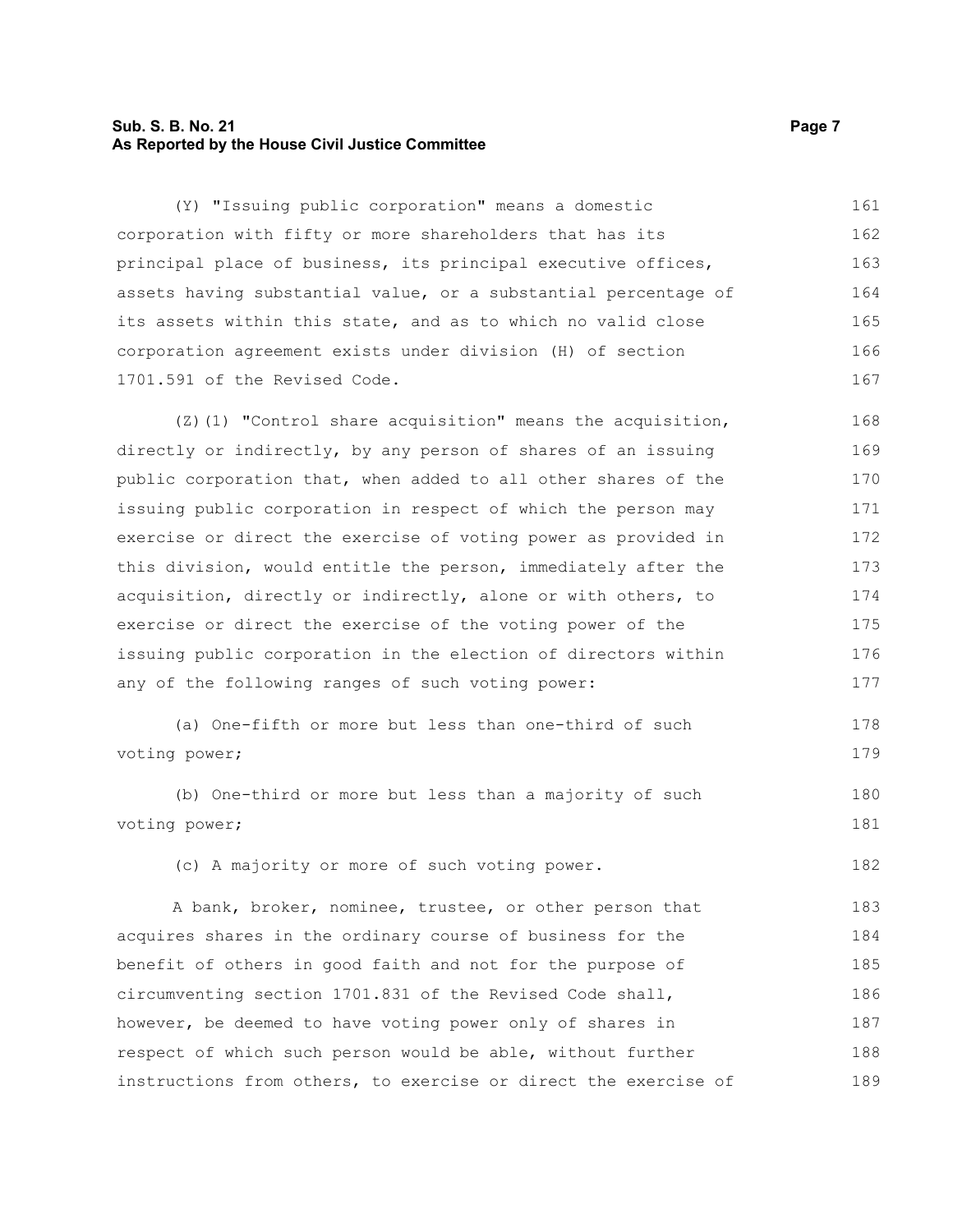(Y) "Issuing public corporation" means a domestic corporation with fifty or more shareholders that has its principal place of business, its principal executive offices, assets having substantial value, or a substantial percentage of its assets within this state, and as to which no valid close corporation agreement exists under division (H) of section 1701.591 of the Revised Code.

(Z)(1) "Control share acquisition" means the acquisition, directly or indirectly, by any person of shares of an issuing public corporation that, when added to all other shares of the issuing public corporation in respect of which the person may exercise or direct the exercise of voting power as provided in this division, would entitle the person, immediately after the acquisition, directly or indirectly, alone or with others, to exercise or direct the exercise of the voting power of the issuing public corporation in the election of directors within any of the following ranges of such voting power:

(a) One-fifth or more but less than one-third of such voting power;

(b) One-third or more but less than a majority of such voting power;

(c) A majority or more of such voting power.

A bank, broker, nominee, trustee, or other person that acquires shares in the ordinary course of business for the benefit of others in good faith and not for the purpose of circumventing section 1701.831 of the Revised Code shall, however, be deemed to have voting power only of shares in respect of which such person would be able, without further instructions from others, to exercise or direct the exercise of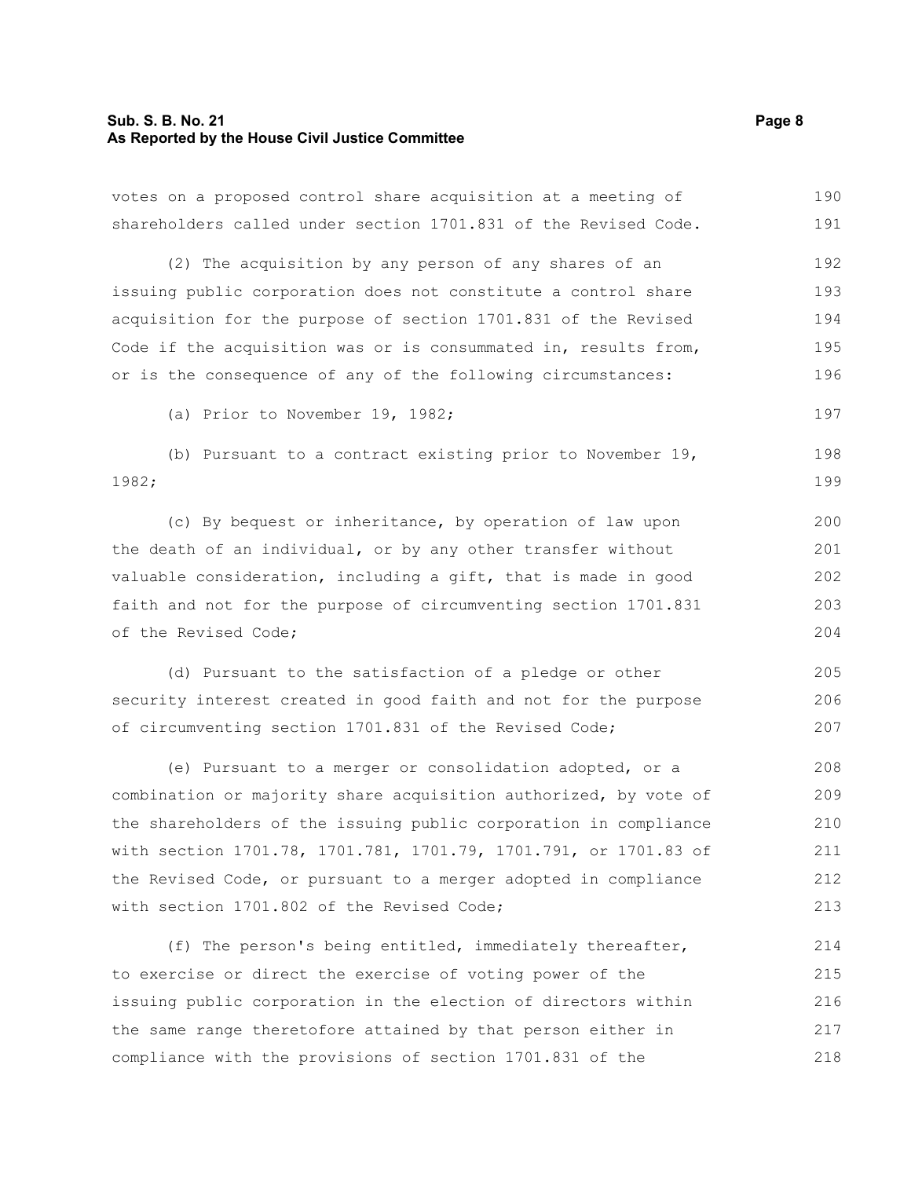votes on a proposed control share acquisition at a meeting of shareholders called under section 1701.831 of the Revised Code.

(2) The acquisition by any person of any shares of an issuing public corporation does not constitute a control share acquisition for the purpose of section 1701.831 of the Revised Code if the acquisition was or is consummated in, results from, or is the consequence of any of the following circumstances:

(a) Prior to November 19, 1982;

(b) Pursuant to a contract existing prior to November 19, 1982;

(c) By bequest or inheritance, by operation of law upon the death of an individual, or by any other transfer without valuable consideration, including a gift, that is made in good faith and not for the purpose of circumventing section 1701.831 of the Revised Code;

(d) Pursuant to the satisfaction of a pledge or other security interest created in good faith and not for the purpose of circumventing section 1701.831 of the Revised Code;

(e) Pursuant to a merger or consolidation adopted, or a combination or majority share acquisition authorized, by vote of the shareholders of the issuing public corporation in compliance with section 1701.78, 1701.781, 1701.79, 1701.791, or 1701.83 of the Revised Code, or pursuant to a merger adopted in compliance with section 1701.802 of the Revised Code;

(f) The person's being entitled, immediately thereafter, to exercise or direct the exercise of voting power of the issuing public corporation in the election of directors within the same range theretofore attained by that person either in compliance with the provisions of section 1701.831 of the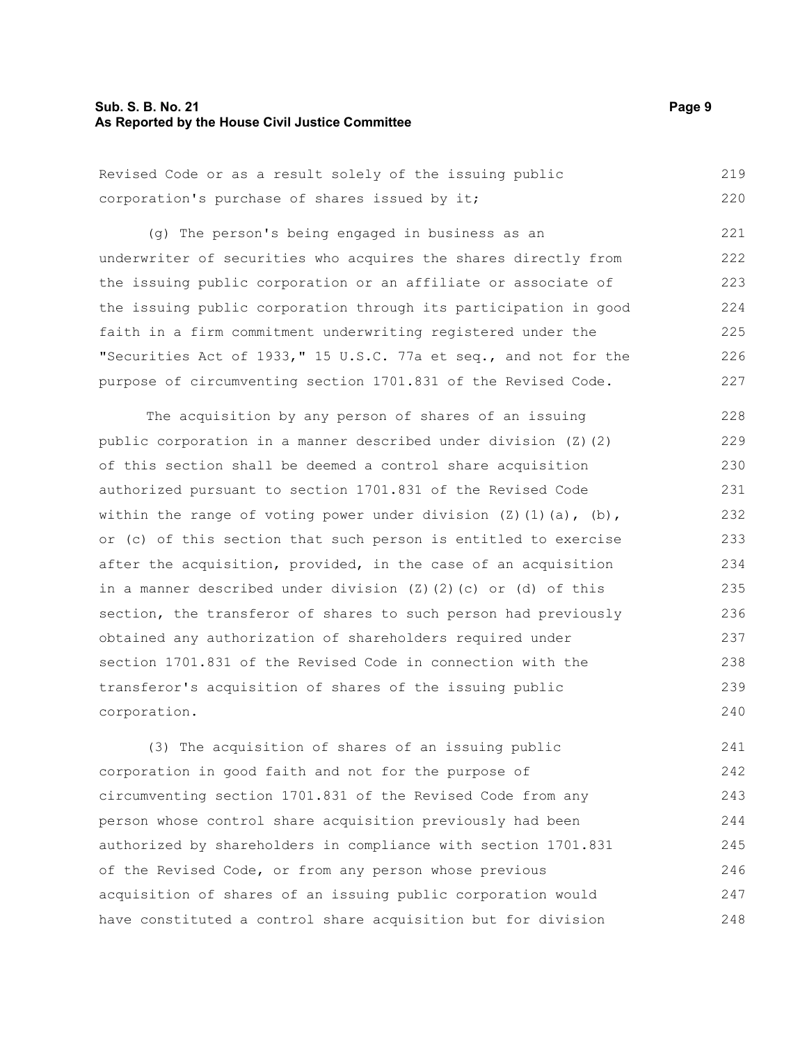Revised Code or as a result solely of the issuing public corporation's purchase of shares issued by it;

(g) The person's being engaged in business as an underwriter of securities who acquires the shares directly from the issuing public corporation or an affiliate or associate of the issuing public corporation through its participation in good faith in a firm commitment underwriting registered under the "Securities Act of 1933," 15 U.S.C. 77a et seq., and not for the purpose of circumventing section 1701.831 of the Revised Code.

The acquisition by any person of shares of an issuing public corporation in a manner described under division (Z)(2) of this section shall be deemed a control share acquisition authorized pursuant to section 1701.831 of the Revised Code within the range of voting power under division (Z)(1)(a), (b), or (c) of this section that such person is entitled to exercise after the acquisition, provided, in the case of an acquisition in a manner described under division (Z)(2)(c) or (d) of this section, the transferor of shares to such person had previously obtained any authorization of shareholders required under section 1701.831 of the Revised Code in connection with the transferor's acquisition of shares of the issuing public corporation.

(3) The acquisition of shares of an issuing public corporation in good faith and not for the purpose of circumventing section 1701.831 of the Revised Code from any person whose control share acquisition previously had been authorized by shareholders in compliance with section 1701.831 of the Revised Code, or from any person whose previous acquisition of shares of an issuing public corporation would have constituted a control share acquisition but for division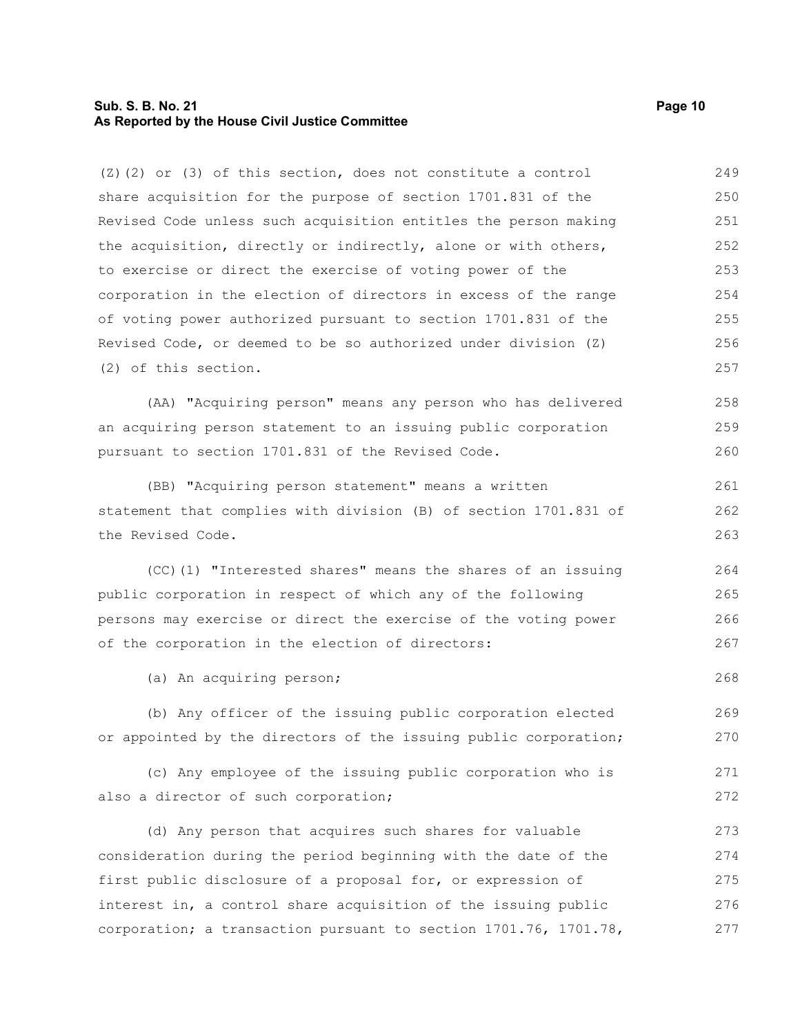(Z)(2) or (3) of this section, does not constitute a control share acquisition for the purpose of section 1701.831 of the Revised Code unless such acquisition entitles the person making the acquisition, directly or indirectly, alone or with others, to exercise or direct the exercise of voting power of the corporation in the election of directors in excess of the range of voting power authorized pursuant to section 1701.831 of the Revised Code, or deemed to be so authorized under division (Z)(2) of this section.

(AA) "Acquiring person" means any person who has delivered an acquiring person statement to an issuing public corporation pursuant to section 1701.831 of the Revised Code.

(BB) "Acquiring person statement" means a written statement that complies with division (B) of section 1701.831 of the Revised Code.

(CC)(1) "Interested shares" means the shares of an issuing public corporation in respect of which any of the following persons may exercise or direct the exercise of the voting power of the corporation in the election of directors:

(a) An acquiring person;

(b) Any officer of the issuing public corporation elected or appointed by the directors of the issuing public corporation;

(c) Any employee of the issuing public corporation who is also a director of such corporation;

(d) Any person that acquires such shares for valuable consideration during the period beginning with the date of the first public disclosure of a proposal for, or expression of interest in, a control share acquisition of the issuing public corporation; a transaction pursuant to section 1701.76, 1701.78,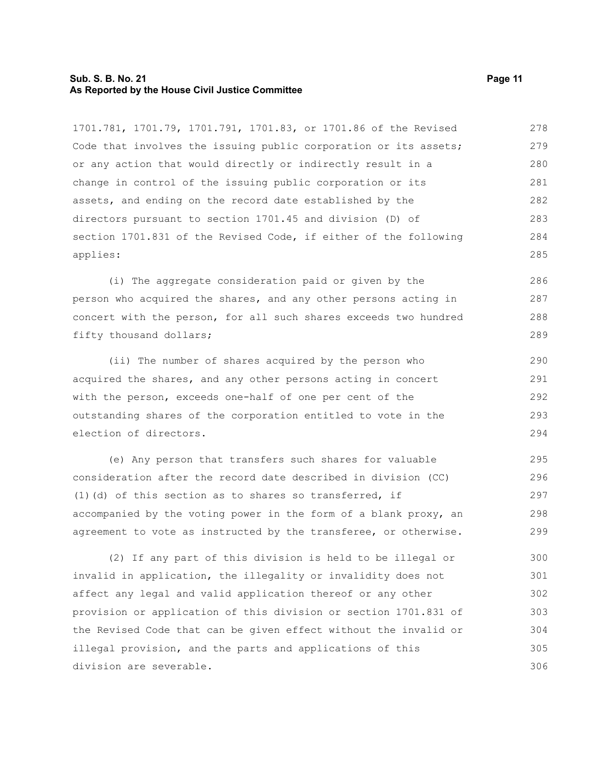1701.781, 1701.79, 1701.791, 1701.83, or 1701.86 of the Revised Code that involves the issuing public corporation or its assets; or any action that would directly or indirectly result in a change in control of the issuing public corporation or its assets, and ending on the record date established by the directors pursuant to section 1701.45 and division (D) of section 1701.831 of the Revised Code, if either of the following applies:

(i) The aggregate consideration paid or given by the person who acquired the shares, and any other persons acting in concert with the person, for all such shares exceeds two hundred fifty thousand dollars;

(ii) The number of shares acquired by the person who acquired the shares, and any other persons acting in concert with the person, exceeds one-half of one per cent of the outstanding shares of the corporation entitled to vote in the election of directors.

(e) Any person that transfers such shares for valuable consideration after the record date described in division (CC)(1)(d) of this section as to shares so transferred, if accompanied by the voting power in the form of a blank proxy, an agreement to vote as instructed by the transferee, or otherwise.

(2) If any part of this division is held to be illegal or invalid in application, the illegality or invalidity does not affect any legal and valid application thereof or any other provision or application of this division or section 1701.831 of the Revised Code that can be given effect without the invalid or illegal provision, and the parts and applications of this division are severable.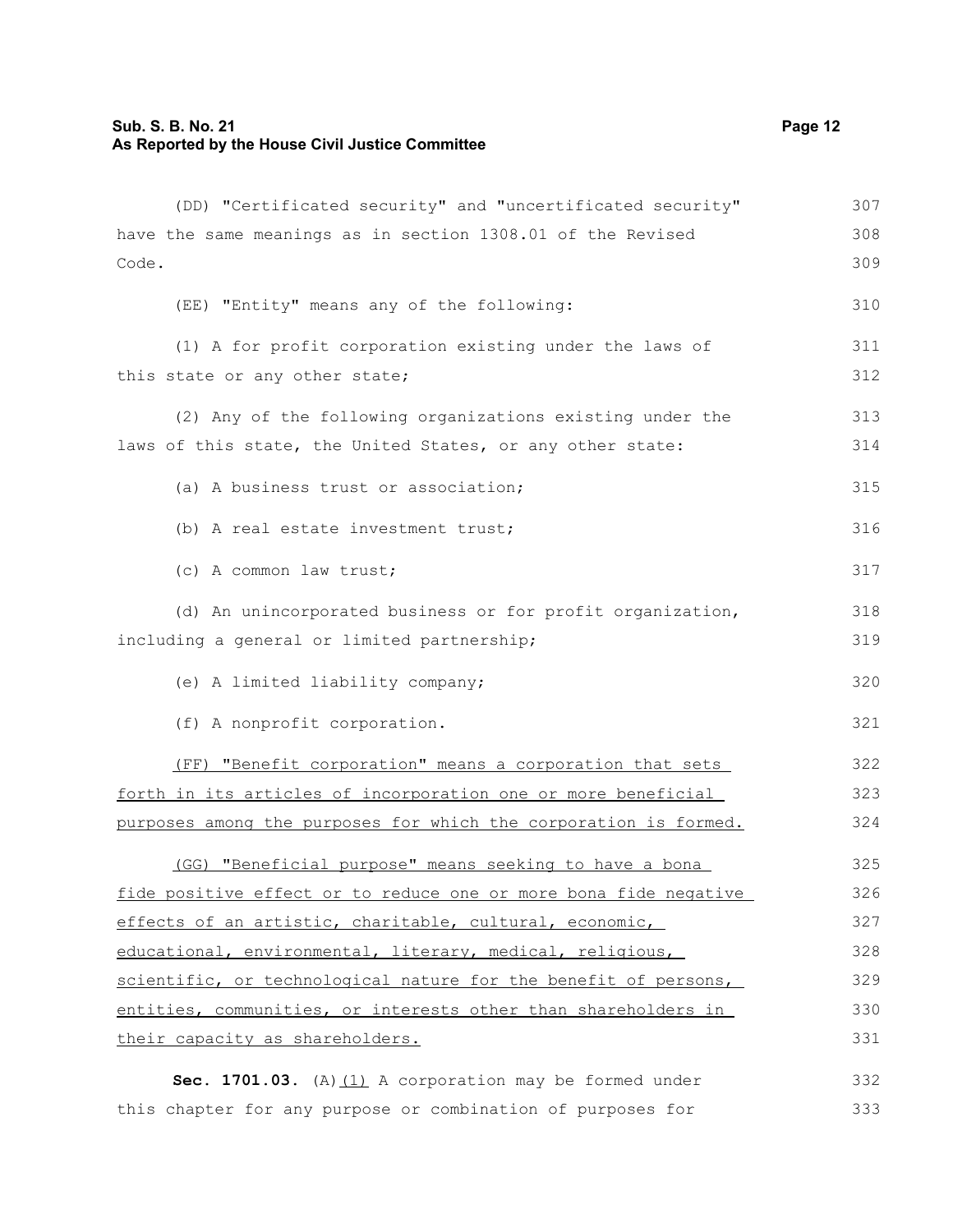(DD) "Certificated security" and "uncertificated security" have the same meanings as in section 1308.01 of the Revised Code.

(EE) "Entity" means any of the following:

(1) A for profit corporation existing under the laws of this state or any other state;

(2) Any of the following organizations existing under the laws of this state, the United States, or any other state:

(a) A business trust or association;

(b) A real estate investment trust;

(c) A common law trust;

(d) An unincorporated business or for profit organization, including a general or limited partnership;

(e) A limited liability company;

(f) A nonprofit corporation.

(FF) "Benefit corporation" means a corporation that sets forth in its articles of incorporation one or more beneficial purposes among the purposes for which the corporation is formed.

(GG) "Beneficial purpose" means seeking to have a bona fide positive effect or to reduce one or more bona fide negative effects of an artistic, charitable, cultural, economic, educational, environmental, literary, medical, religious, scientific, or technological nature for the benefit of persons, entities, communities, or interests other than shareholders in their capacity as shareholders.

**Sec. 1701.03.** (A)(1) A corporation may be formed under this chapter for any purpose or combination of purposes for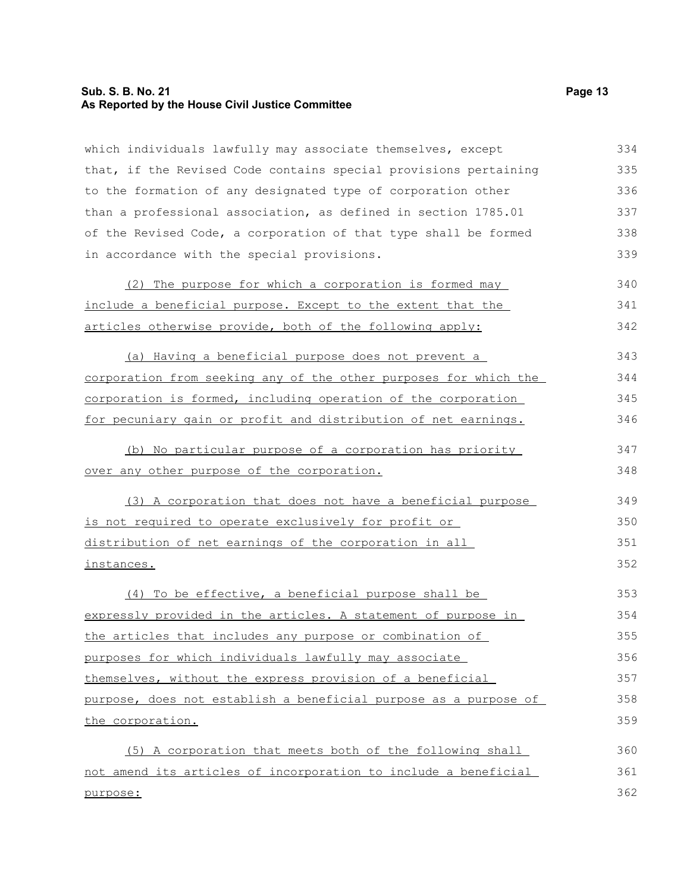which individuals lawfully may associate themselves, except that, if the Revised Code contains special provisions pertaining to the formation of any designated type of corporation other than a professional association, as defined in section 1785.01 of the Revised Code, a corporation of that type shall be formed in accordance with the special provisions.

(2) The purpose for which a corporation is formed may include a beneficial purpose. Except to the extent that the articles otherwise provide, both of the following apply:

(a) Having a beneficial purpose does not prevent a corporation from seeking any of the other purposes for which the corporation is formed, including operation of the corporation for pecuniary gain or profit and distribution of net earnings.

(b) No particular purpose of a corporation has priority over any other purpose of the corporation.

(3) A corporation that does not have a beneficial purpose is not required to operate exclusively for profit or distribution of net earnings of the corporation in all instances.

(4) To be effective, a beneficial purpose shall be expressly provided in the articles. A statement of purpose in the articles that includes any purpose or combination of purposes for which individuals lawfully may associate themselves, without the express provision of a beneficial purpose, does not establish a beneficial purpose as a purpose of the corporation.

(5) A corporation that meets both of the following shall not amend its articles of incorporation to include a beneficial purpose: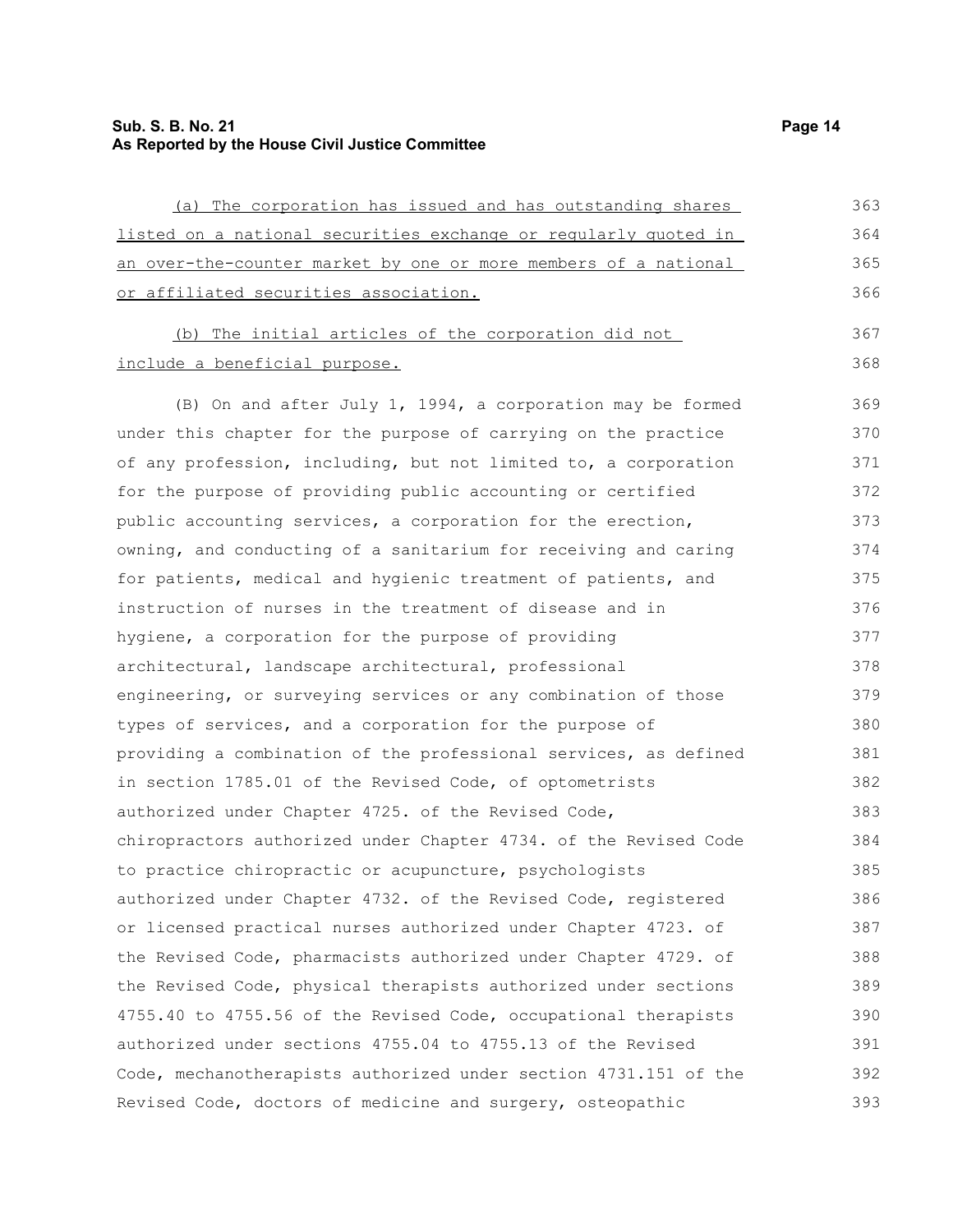(a) The corporation has issued and has outstanding shares listed on a national securities exchange or regularly quoted in an over-the-counter market by one or more members of a national or affiliated securities association.

(b) The initial articles of the corporation did not include a beneficial purpose.

(B) On and after July 1, 1994, a corporation may be formed under this chapter for the purpose of carrying on the practice of any profession, including, but not limited to, a corporation for the purpose of providing public accounting or certified public accounting services, a corporation for the erection, owning, and conducting of a sanitarium for receiving and caring for patients, medical and hygienic treatment of patients, and instruction of nurses in the treatment of disease and in hygiene, a corporation for the purpose of providing architectural, landscape architectural, professional engineering, or surveying services or any combination of those types of services, and a corporation for the purpose of providing a combination of the professional services, as defined in section 1785.01 of the Revised Code, of optometrists authorized under Chapter 4725. of the Revised Code, chiropractors authorized under Chapter 4734. of the Revised Code to practice chiropractic or acupuncture, psychologists authorized under Chapter 4732. of the Revised Code, registered or licensed practical nurses authorized under Chapter 4723. of the Revised Code, pharmacists authorized under Chapter 4729. of the Revised Code, physical therapists authorized under sections 4755.40 to 4755.56 of the Revised Code, occupational therapists authorized under sections 4755.04 to 4755.13 of the Revised Code, mechanotherapists authorized under section 4731.151 of the Revised Code, doctors of medicine and surgery, osteopathic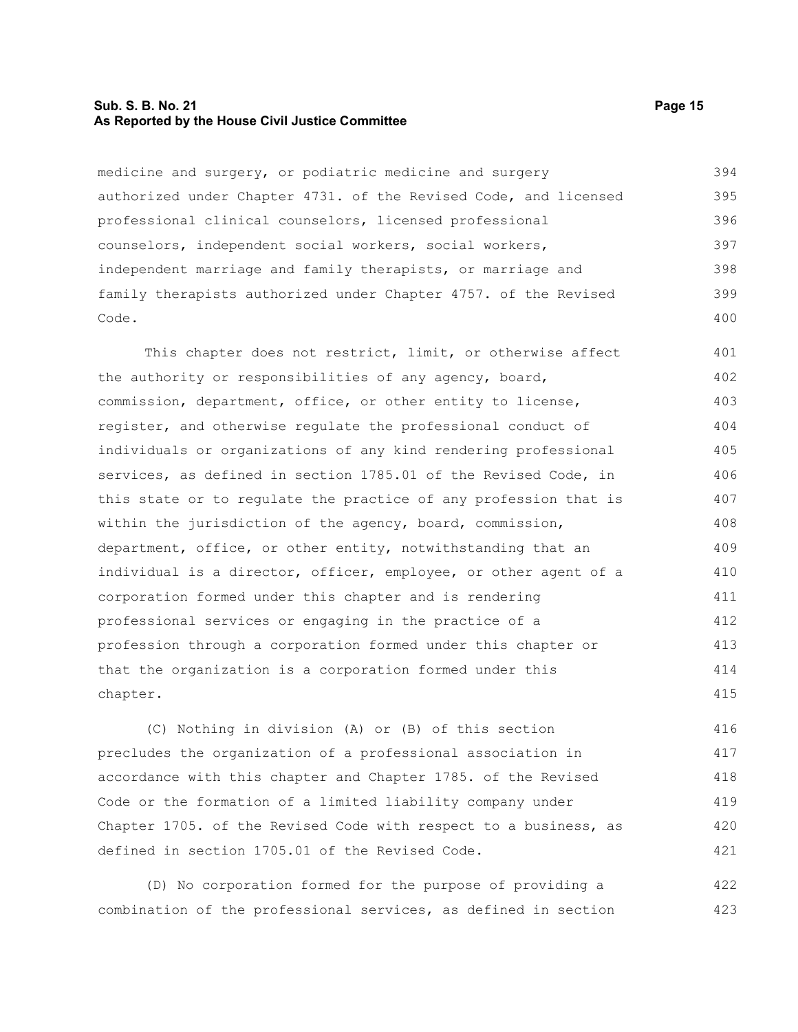medicine and surgery, or podiatric medicine and surgery authorized under Chapter 4731. of the Revised Code, and licensed professional clinical counselors, licensed professional counselors, independent social workers, social workers, independent marriage and family therapists, or marriage and family therapists authorized under Chapter 4757. of the Revised Code.

This chapter does not restrict, limit, or otherwise affect the authority or responsibilities of any agency, board, commission, department, office, or other entity to license, register, and otherwise regulate the professional conduct of individuals or organizations of any kind rendering professional services, as defined in section 1785.01 of the Revised Code, in this state or to regulate the practice of any profession that is within the jurisdiction of the agency, board, commission, department, office, or other entity, notwithstanding that an individual is a director, officer, employee, or other agent of a corporation formed under this chapter and is rendering professional services or engaging in the practice of a profession through a corporation formed under this chapter or that the organization is a corporation formed under this chapter.

(C) Nothing in division (A) or (B) of this section precludes the organization of a professional association in accordance with this chapter and Chapter 1785. of the Revised Code or the formation of a limited liability company under Chapter 1705. of the Revised Code with respect to a business, as defined in section 1705.01 of the Revised Code.

(D) No corporation formed for the purpose of providing a combination of the professional services, as defined in section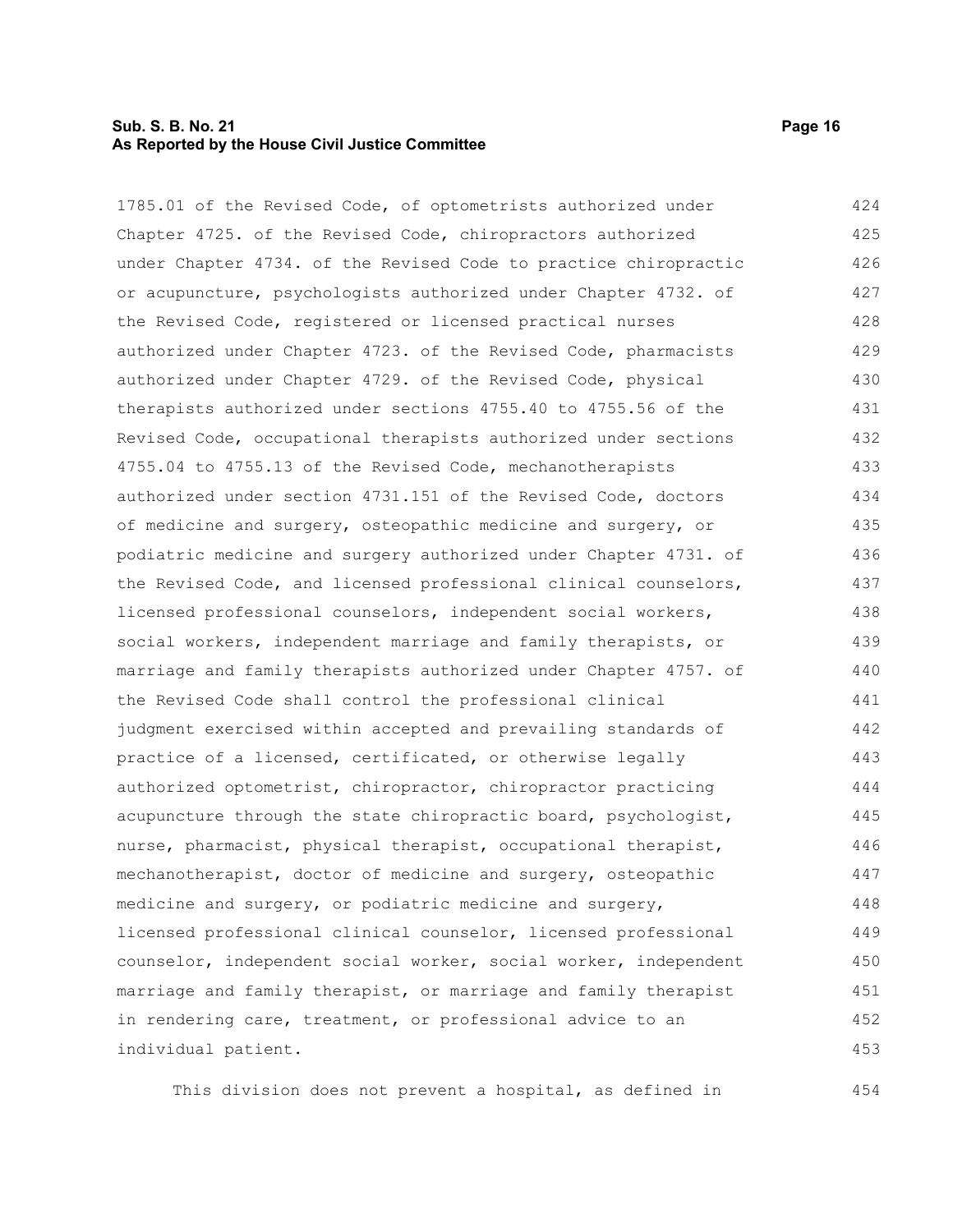1785.01 of the Revised Code, of optometrists authorized under Chapter 4725. of the Revised Code, chiropractors authorized under Chapter 4734. of the Revised Code to practice chiropractic or acupuncture, psychologists authorized under Chapter 4732. of the Revised Code, registered or licensed practical nurses authorized under Chapter 4723. of the Revised Code, pharmacists authorized under Chapter 4729. of the Revised Code, physical therapists authorized under sections 4755.40 to 4755.56 of the Revised Code, occupational therapists authorized under sections 4755.04 to 4755.13 of the Revised Code, mechanotherapists authorized under section 4731.151 of the Revised Code, doctors of medicine and surgery, osteopathic medicine and surgery, or podiatric medicine and surgery authorized under Chapter 4731. of the Revised Code, and licensed professional clinical counselors, licensed professional counselors, independent social workers, social workers, independent marriage and family therapists, or marriage and family therapists authorized under Chapter 4757. of the Revised Code shall control the professional clinical judgment exercised within accepted and prevailing standards of practice of a licensed, certificated, or otherwise legally authorized optometrist, chiropractor, chiropractor practicing acupuncture through the state chiropractic board, psychologist, nurse, pharmacist, physical therapist, occupational therapist, mechanotherapist, doctor of medicine and surgery, osteopathic medicine and surgery, or podiatric medicine and surgery, licensed professional clinical counselor, licensed professional counselor, independent social worker, social worker, independent marriage and family therapist, or marriage and family therapist in rendering care, treatment, or professional advice to an individual patient.

This division does not prevent a hospital, as defined in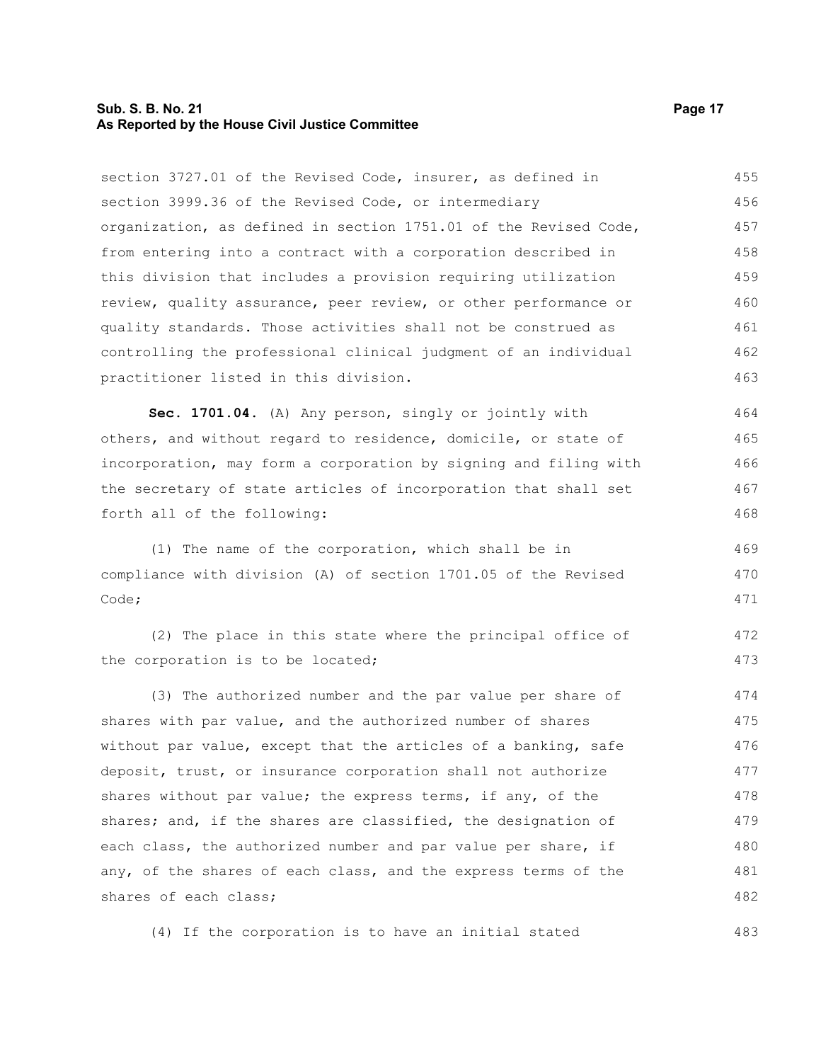section 3727.01 of the Revised Code, insurer, as defined in section 3999.36 of the Revised Code, or intermediary organization, as defined in section 1751.01 of the Revised Code, from entering into a contract with a corporation described in this division that includes a provision requiring utilization review, quality assurance, peer review, or other performance or quality standards. Those activities shall not be construed as controlling the professional clinical judgment of an individual practitioner listed in this division.

**Sec. 1701.04.** (A) Any person, singly or jointly with others, and without regard to residence, domicile, or state of incorporation, may form a corporation by signing and filing with the secretary of state articles of incorporation that shall set forth all of the following:

(1) The name of the corporation, which shall be in compliance with division (A) of section 1701.05 of the Revised Code;

(2) The place in this state where the principal office of the corporation is to be located;

(3) The authorized number and the par value per share of shares with par value, and the authorized number of shares without par value, except that the articles of a banking, safe deposit, trust, or insurance corporation shall not authorize shares without par value; the express terms, if any, of the shares; and, if the shares are classified, the designation of each class, the authorized number and par value per share, if any, of the shares of each class, and the express terms of the shares of each class;

(4) If the corporation is to have an initial stated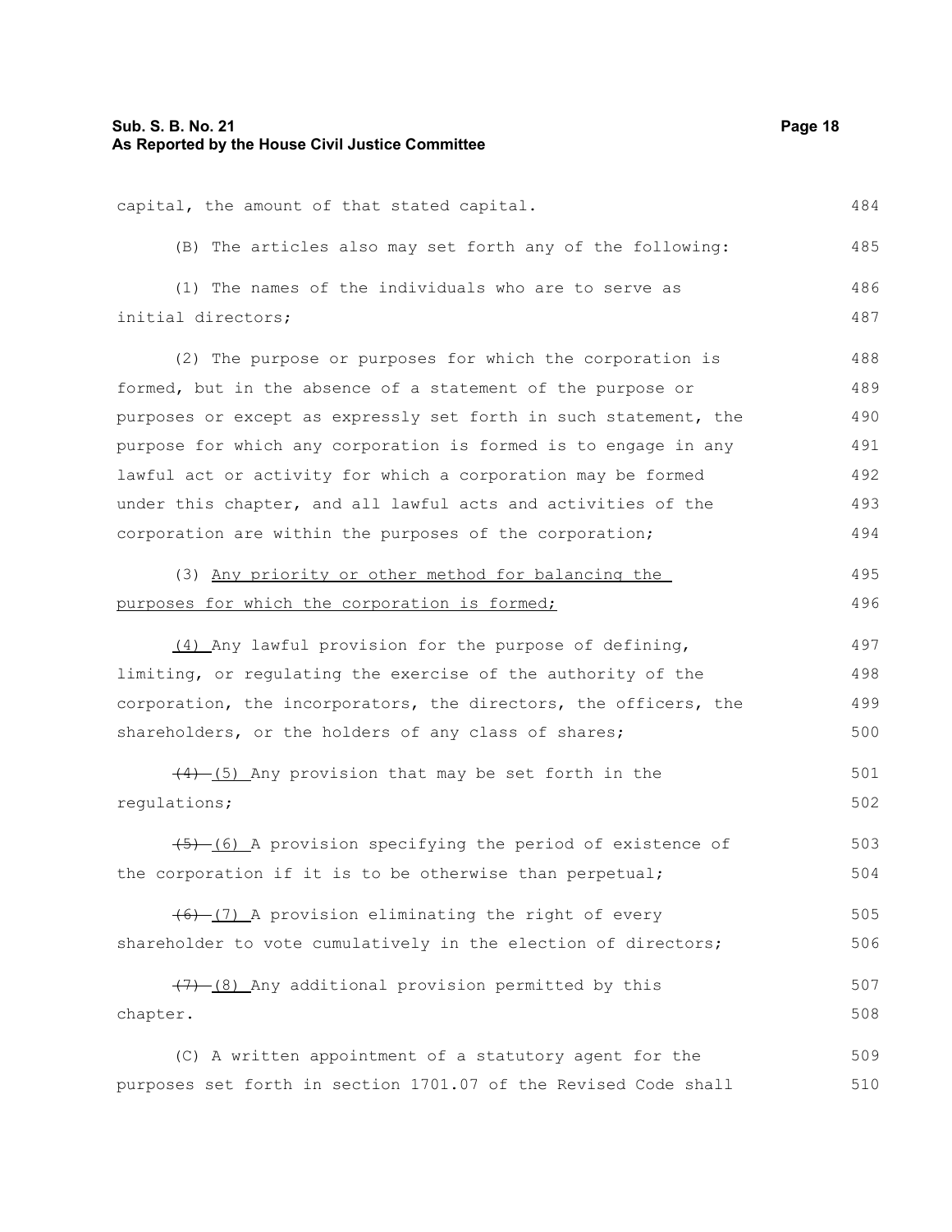capital, the amount of that stated capital.

(B) The articles also may set forth any of the following:

(1) The names of the individuals who are to serve as initial directors;

(2) The purpose or purposes for which the corporation is formed, but in the absence of a statement of the purpose or purposes or except as expressly set forth in such statement, the purpose for which any corporation is formed is to engage in any lawful act or activity for which a corporation may be formed under this chapter, and all lawful acts and activities of the corporation are within the purposes of the corporation;

(3) <u>Any priority or other method for balancing the purposes for which the corporation is formed;</u>

<u>(4)</u> Any lawful provision for the purpose of defining, limiting, or regulating the exercise of the authority of the corporation, the incorporators, the directors, the officers, the shareholders, or the holders of any class of shares;

~~(4)~~ <u>(5)</u> Any provision that may be set forth in the regulations;

~~(5)~~ <u>(6)</u> A provision specifying the period of existence of the corporation if it is to be otherwise than perpetual;

~~(6)~~ <u>(7)</u> A provision eliminating the right of every shareholder to vote cumulatively in the election of directors;

~~(7)~~ <u>(8)</u> Any additional provision permitted by this chapter.

(C) A written appointment of a statutory agent for the purposes set forth in section 1701.07 of the Revised Code shall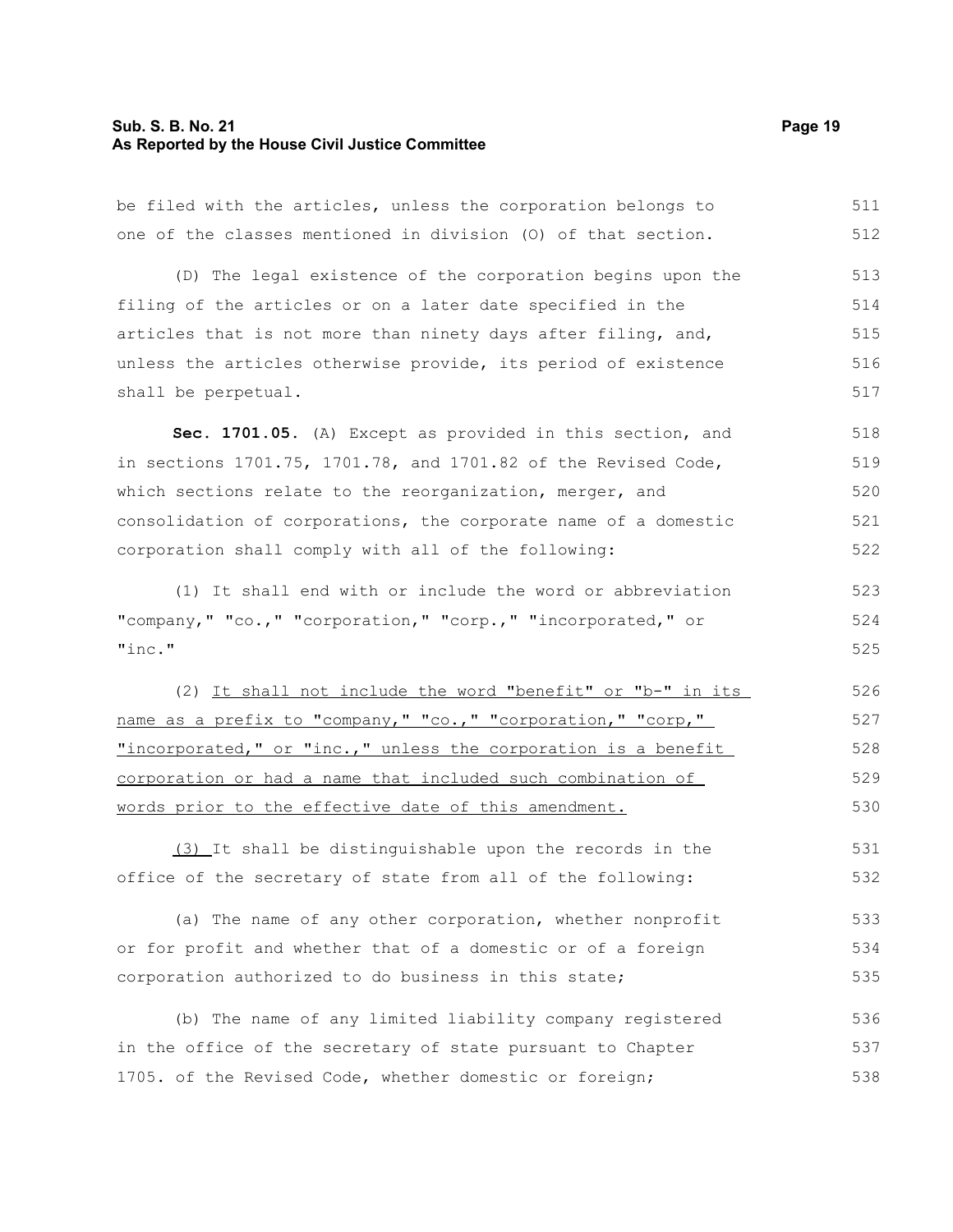be filed with the articles, unless the corporation belongs to one of the classes mentioned in division (O) of that section.

(D) The legal existence of the corporation begins upon the filing of the articles or on a later date specified in the articles that is not more than ninety days after filing, and, unless the articles otherwise provide, its period of existence shall be perpetual.

**Sec. 1701.05.** (A) Except as provided in this section, and in sections 1701.75, 1701.78, and 1701.82 of the Revised Code, which sections relate to the reorganization, merger, and consolidation of corporations, the corporate name of a domestic corporation shall comply with all of the following:

(1) It shall end with or include the word or abbreviation "company," "co.," "corporation," "corp.," "incorporated," or "inc."

(2) <u>It shall not include the word "benefit" or "b-" in its name as a prefix to "company," "co.," "corporation," "corp," "incorporated," or "inc.," unless the corporation is a benefit corporation or had a name that included such combination of words prior to the effective date of this amendment.</u>

<u>(3)</u> It shall be distinguishable upon the records in the office of the secretary of state from all of the following:

(a) The name of any other corporation, whether nonprofit or for profit and whether that of a domestic or of a foreign corporation authorized to do business in this state;

(b) The name of any limited liability company registered in the office of the secretary of state pursuant to Chapter 1705. of the Revised Code, whether domestic or foreign;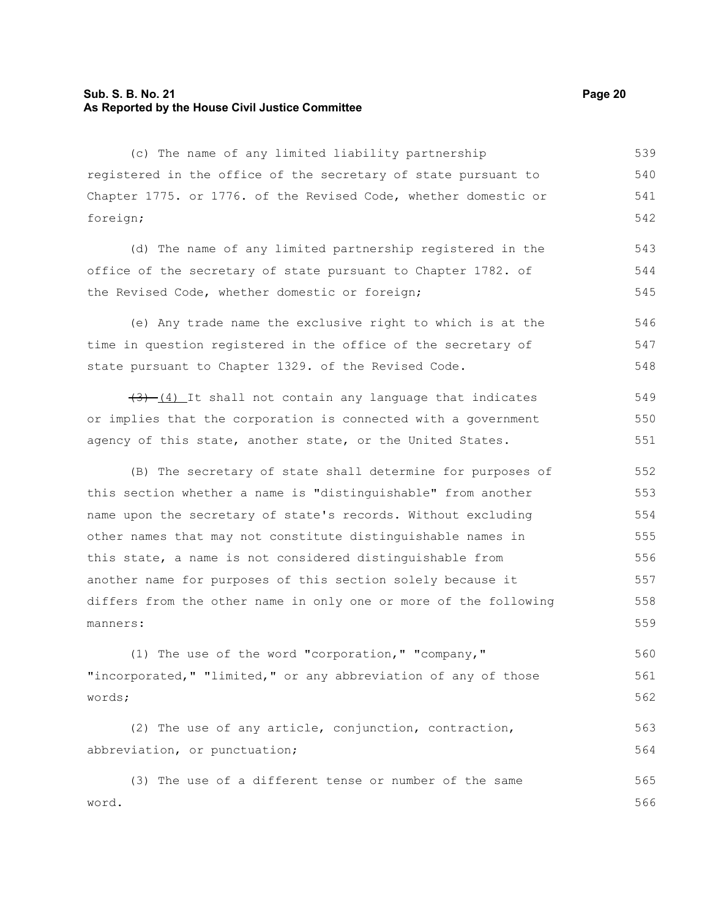(c) The name of any limited liability partnership registered in the office of the secretary of state pursuant to Chapter 1775. or 1776. of the Revised Code, whether domestic or foreign;

(d) The name of any limited partnership registered in the office of the secretary of state pursuant to Chapter 1782. of the Revised Code, whether domestic or foreign;

(e) Any trade name the exclusive right to which is at the time in question registered in the office of the secretary of state pursuant to Chapter 1329. of the Revised Code.

~~(3)~~ (4) It shall not contain any language that indicates or implies that the corporation is connected with a government agency of this state, another state, or the United States.

(B) The secretary of state shall determine for purposes of this section whether a name is "distinguishable" from another name upon the secretary of state's records. Without excluding other names that may not constitute distinguishable names in this state, a name is not considered distinguishable from another name for purposes of this section solely because it differs from the other name in only one or more of the following manners:

(1) The use of the word "corporation," "company," "incorporated," "limited," or any abbreviation of any of those words;

(2) The use of any article, conjunction, contraction, abbreviation, or punctuation;

(3) The use of a different tense or number of the same word.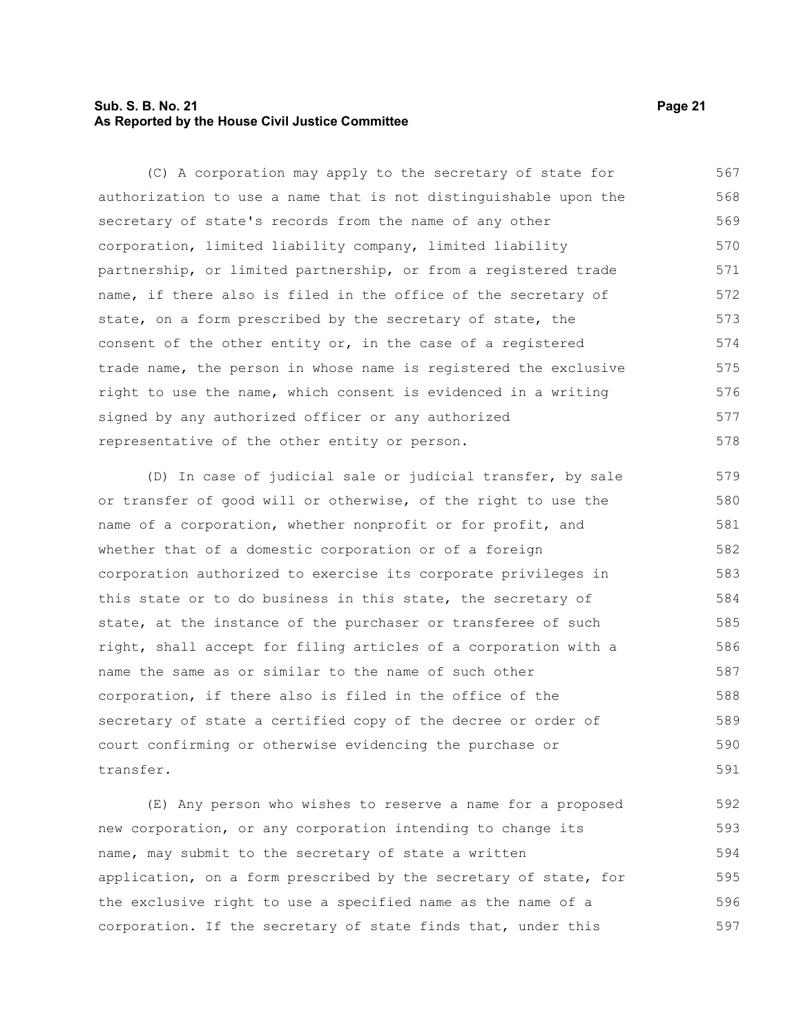(C) A corporation may apply to the secretary of state for authorization to use a name that is not distinguishable upon the secretary of state's records from the name of any other corporation, limited liability company, limited liability partnership, or limited partnership, or from a registered trade name, if there also is filed in the office of the secretary of state, on a form prescribed by the secretary of state, the consent of the other entity or, in the case of a registered trade name, the person in whose name is registered the exclusive right to use the name, which consent is evidenced in a writing signed by any authorized officer or any authorized representative of the other entity or person.

(D) In case of judicial sale or judicial transfer, by sale or transfer of good will or otherwise, of the right to use the name of a corporation, whether nonprofit or for profit, and whether that of a domestic corporation or of a foreign corporation authorized to exercise its corporate privileges in this state or to do business in this state, the secretary of state, at the instance of the purchaser or transferee of such right, shall accept for filing articles of a corporation with a name the same as or similar to the name of such other corporation, if there also is filed in the office of the secretary of state a certified copy of the decree or order of court confirming or otherwise evidencing the purchase or transfer.

(E) Any person who wishes to reserve a name for a proposed new corporation, or any corporation intending to change its name, may submit to the secretary of state a written application, on a form prescribed by the secretary of state, for the exclusive right to use a specified name as the name of a corporation. If the secretary of state finds that, under this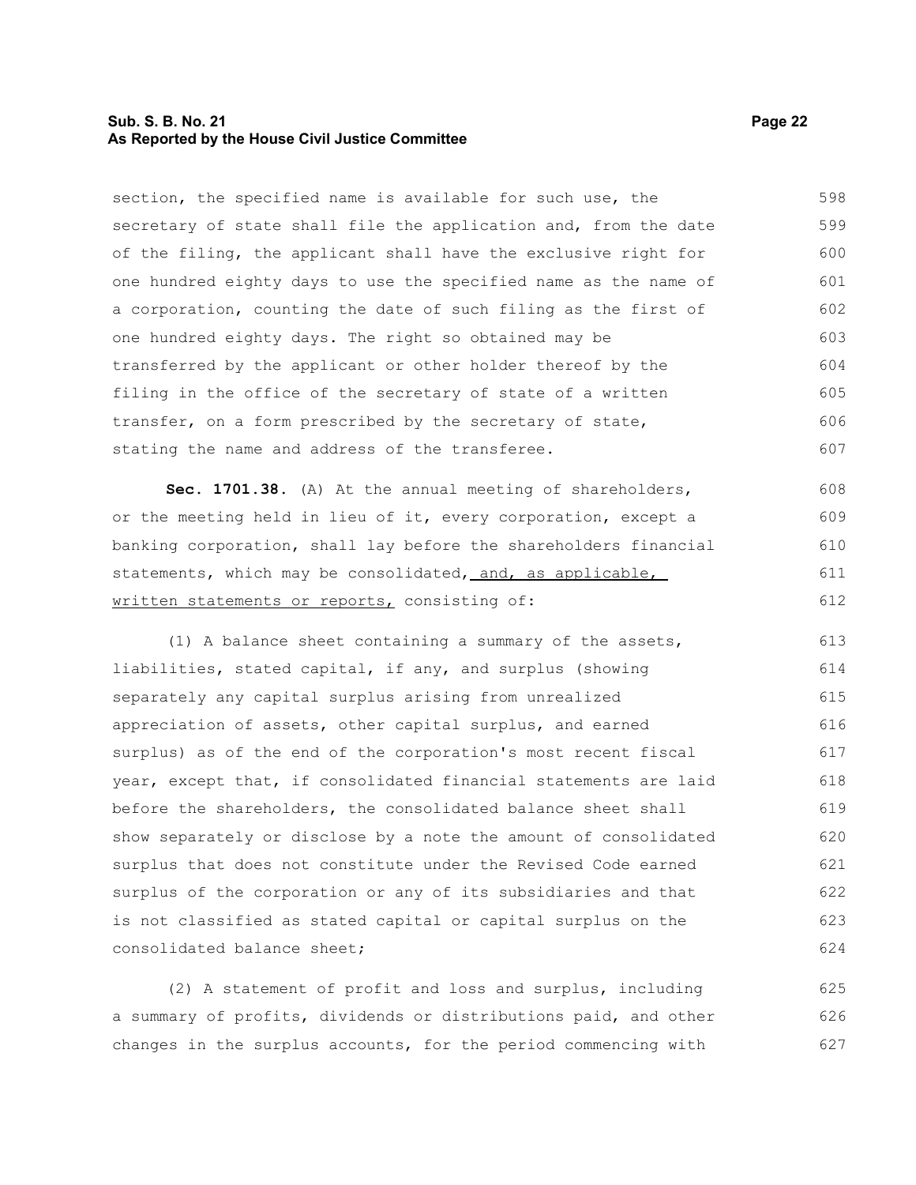section, the specified name is available for such use, the secretary of state shall file the application and, from the date of the filing, the applicant shall have the exclusive right for one hundred eighty days to use the specified name as the name of a corporation, counting the date of such filing as the first of one hundred eighty days. The right so obtained may be transferred by the applicant or other holder thereof by the filing in the office of the secretary of state of a written transfer, on a form prescribed by the secretary of state, stating the name and address of the transferee.

**Sec. 1701.38.** (A) At the annual meeting of shareholders, or the meeting held in lieu of it, every corporation, except a banking corporation, shall lay before the shareholders financial statements, which may be consolidated, <u>and, as applicable, written statements or reports,</u> consisting of:

(1) A balance sheet containing a summary of the assets, liabilities, stated capital, if any, and surplus (showing separately any capital surplus arising from unrealized appreciation of assets, other capital surplus, and earned surplus) as of the end of the corporation's most recent fiscal year, except that, if consolidated financial statements are laid before the shareholders, the consolidated balance sheet shall show separately or disclose by a note the amount of consolidated surplus that does not constitute under the Revised Code earned surplus of the corporation or any of its subsidiaries and that is not classified as stated capital or capital surplus on the consolidated balance sheet;

(2) A statement of profit and loss and surplus, including a summary of profits, dividends or distributions paid, and other changes in the surplus accounts, for the period commencing with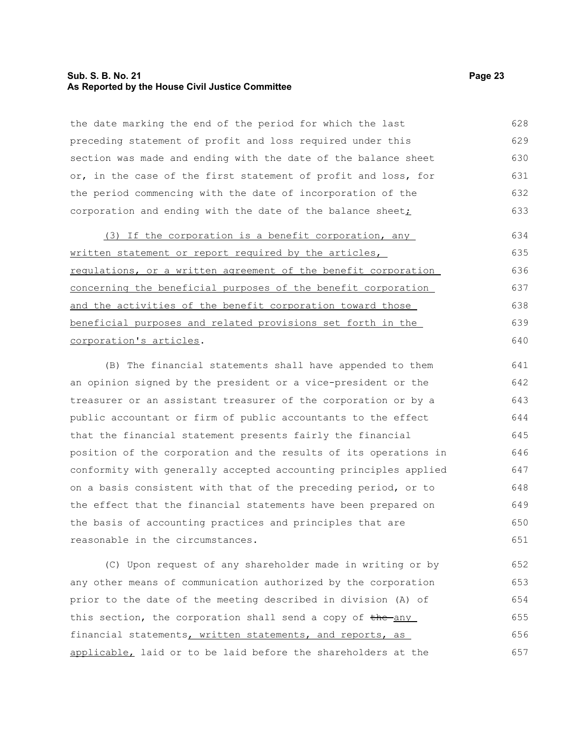the date marking the end of the period for which the last preceding statement of profit and loss required under this section was made and ending with the date of the balance sheet or, in the case of the first statement of profit and loss, for the period commencing with the date of incorporation of the corporation and ending with the date of the balance sheet;

(3) If the corporation is a benefit corporation, any written statement or report required by the articles, regulations, or a written agreement of the benefit corporation concerning the beneficial purposes of the benefit corporation and the activities of the benefit corporation toward those beneficial purposes and related provisions set forth in the corporation's articles.

(B) The financial statements shall have appended to them an opinion signed by the president or a vice-president or the treasurer or an assistant treasurer of the corporation or by a public accountant or firm of public accountants to the effect that the financial statement presents fairly the financial position of the corporation and the results of its operations in conformity with generally accepted accounting principles applied on a basis consistent with that of the preceding period, or to the effect that the financial statements have been prepared on the basis of accounting practices and principles that are reasonable in the circumstances.

(C) Upon request of any shareholder made in writing or by any other means of communication authorized by the corporation prior to the date of the meeting described in division (A) of this section, the corporation shall send a copy of ~~the~~ any financial statements, written statements, and reports, as applicable, laid or to be laid before the shareholders at the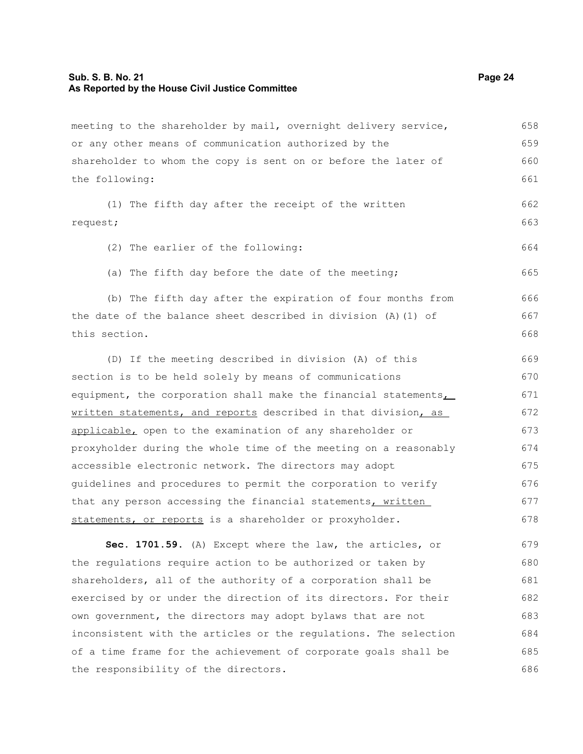meeting to the shareholder by mail, overnight delivery service, or any other means of communication authorized by the shareholder to whom the copy is sent on or before the later of the following:

(1) The fifth day after the receipt of the written request;

(2) The earlier of the following:

(a) The fifth day before the date of the meeting;

(b) The fifth day after the expiration of four months from the date of the balance sheet described in division (A)(1) of this section.

(D) If the meeting described in division (A) of this section is to be held solely by means of communications equipment, the corporation shall make the financial statements, written statements, and reports described in that division, as applicable, open to the examination of any shareholder or proxyholder during the whole time of the meeting on a reasonably accessible electronic network. The directors may adopt guidelines and procedures to permit the corporation to verify that any person accessing the financial statements, written statements, or reports is a shareholder or proxyholder.

**Sec. 1701.59.** (A) Except where the law, the articles, or the regulations require action to be authorized or taken by shareholders, all of the authority of a corporation shall be exercised by or under the direction of its directors. For their own government, the directors may adopt bylaws that are not inconsistent with the articles or the regulations. The selection of a time frame for the achievement of corporate goals shall be the responsibility of the directors.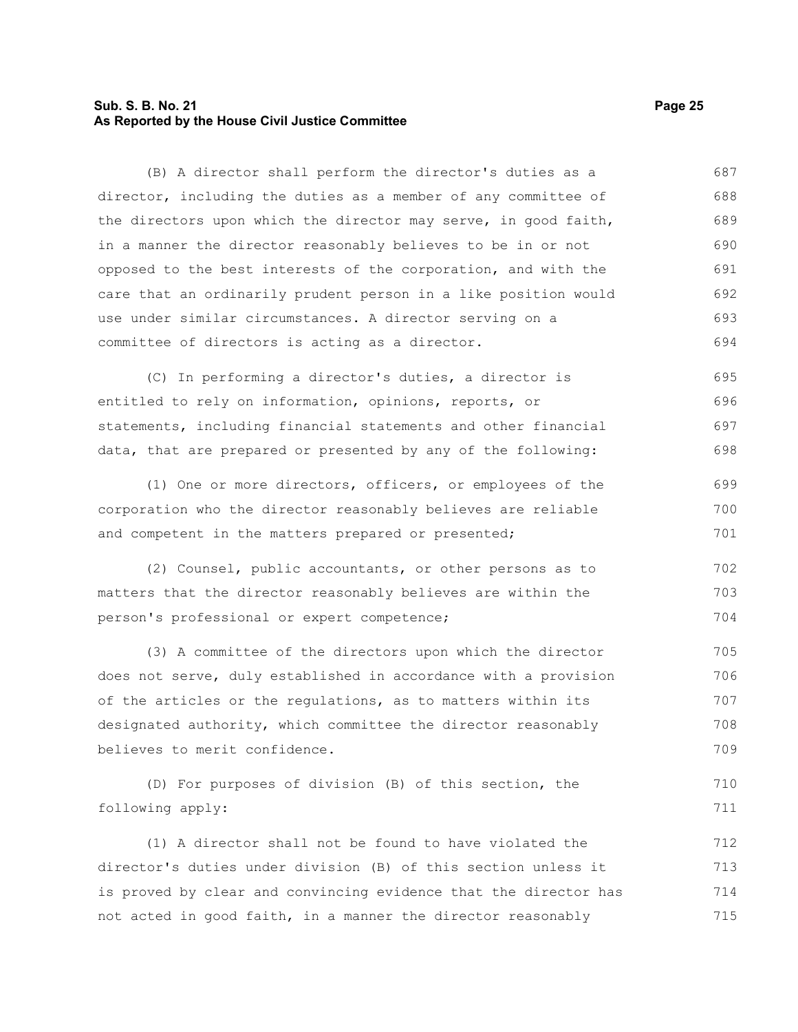(B) A director shall perform the director's duties as a director, including the duties as a member of any committee of the directors upon which the director may serve, in good faith, in a manner the director reasonably believes to be in or not opposed to the best interests of the corporation, and with the care that an ordinarily prudent person in a like position would use under similar circumstances. A director serving on a committee of directors is acting as a director.

(C) In performing a director's duties, a director is entitled to rely on information, opinions, reports, or statements, including financial statements and other financial data, that are prepared or presented by any of the following:

(1) One or more directors, officers, or employees of the corporation who the director reasonably believes are reliable and competent in the matters prepared or presented;

(2) Counsel, public accountants, or other persons as to matters that the director reasonably believes are within the person's professional or expert competence;

(3) A committee of the directors upon which the director does not serve, duly established in accordance with a provision of the articles or the regulations, as to matters within its designated authority, which committee the director reasonably believes to merit confidence.

(D) For purposes of division (B) of this section, the following apply:

(1) A director shall not be found to have violated the director's duties under division (B) of this section unless it is proved by clear and convincing evidence that the director has not acted in good faith, in a manner the director reasonably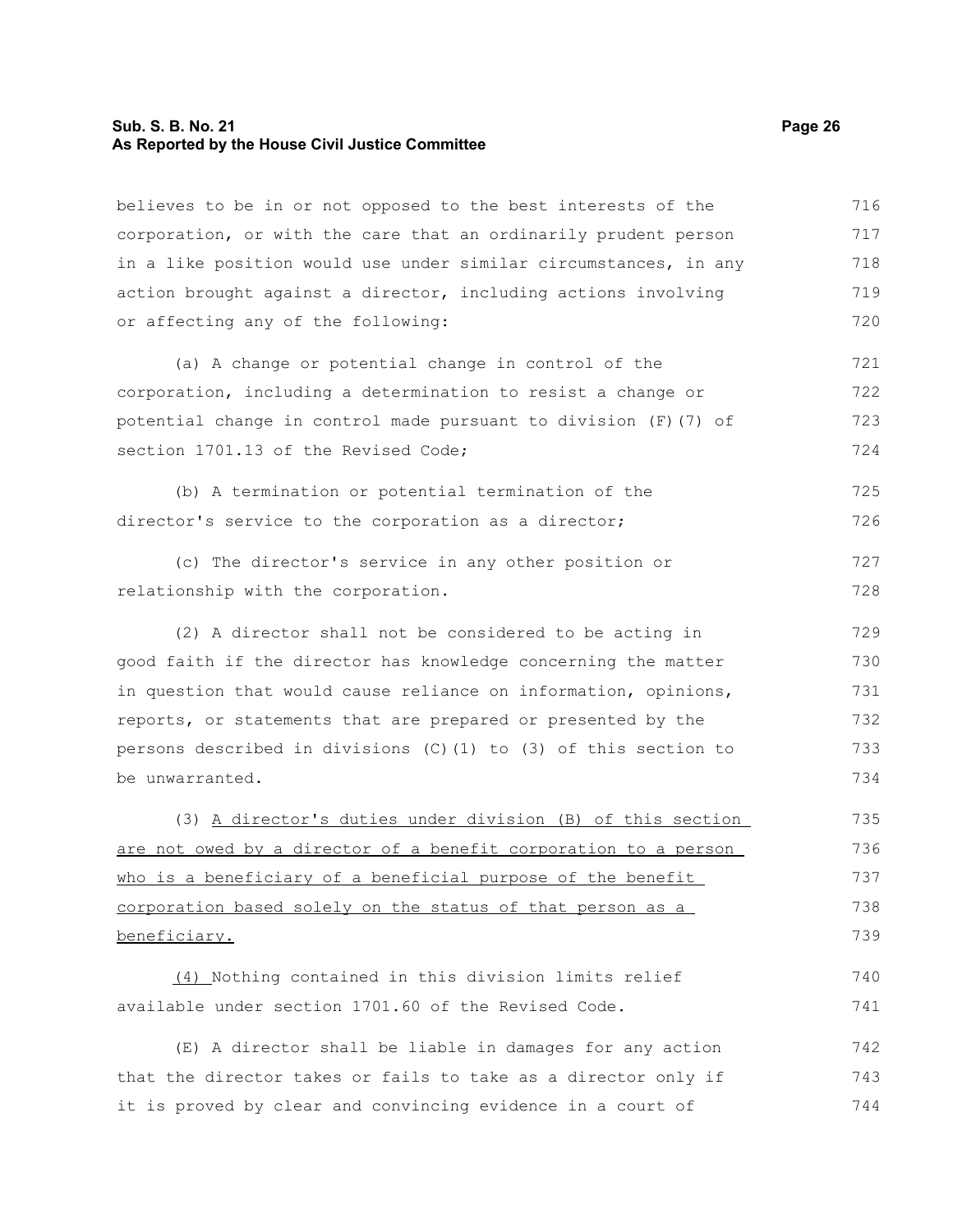believes to be in or not opposed to the best interests of the corporation, or with the care that an ordinarily prudent person in a like position would use under similar circumstances, in any action brought against a director, including actions involving or affecting any of the following:

(a) A change or potential change in control of the corporation, including a determination to resist a change or potential change in control made pursuant to division (F)(7) of section 1701.13 of the Revised Code;

(b) A termination or potential termination of the director's service to the corporation as a director;

(c) The director's service in any other position or relationship with the corporation.

(2) A director shall not be considered to be acting in good faith if the director has knowledge concerning the matter in question that would cause reliance on information, opinions, reports, or statements that are prepared or presented by the persons described in divisions (C)(1) to (3) of this section to be unwarranted.

(3) <u>A director's duties under division (B) of this section are not owed by a director of a benefit corporation to a person who is a beneficiary of a beneficial purpose of the benefit corporation based solely on the status of that person as a beneficiary.</u>

<u>(4)</u> Nothing contained in this division limits relief available under section 1701.60 of the Revised Code.

(E) A director shall be liable in damages for any action that the director takes or fails to take as a director only if it is proved by clear and convincing evidence in a court of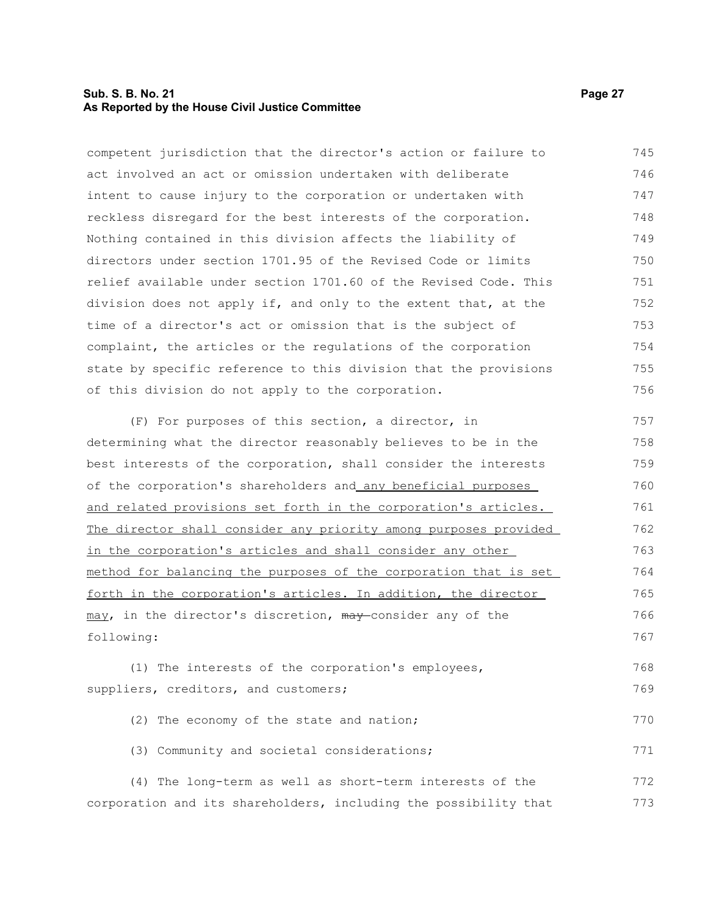competent jurisdiction that the director's action or failure to act involved an act or omission undertaken with deliberate intent to cause injury to the corporation or undertaken with reckless disregard for the best interests of the corporation. Nothing contained in this division affects the liability of directors under section 1701.95 of the Revised Code or limits relief available under section 1701.60 of the Revised Code. This division does not apply if, and only to the extent that, at the time of a director's act or omission that is the subject of complaint, the articles or the regulations of the corporation state by specific reference to this division that the provisions of this division do not apply to the corporation.

(F) For purposes of this section, a director, in determining what the director reasonably believes to be in the best interests of the corporation, shall consider the interests of the corporation's shareholders and any beneficial purposes and related provisions set forth in the corporation's articles. The director shall consider any priority among purposes provided in the corporation's articles and shall consider any other method for balancing the purposes of the corporation that is set forth in the corporation's articles. In addition, the director may, in the director's discretion, ~~may~~ consider any of the following:

(1) The interests of the corporation's employees, suppliers, creditors, and customers;

(2) The economy of the state and nation;

(3) Community and societal considerations;

(4) The long-term as well as short-term interests of the corporation and its shareholders, including the possibility that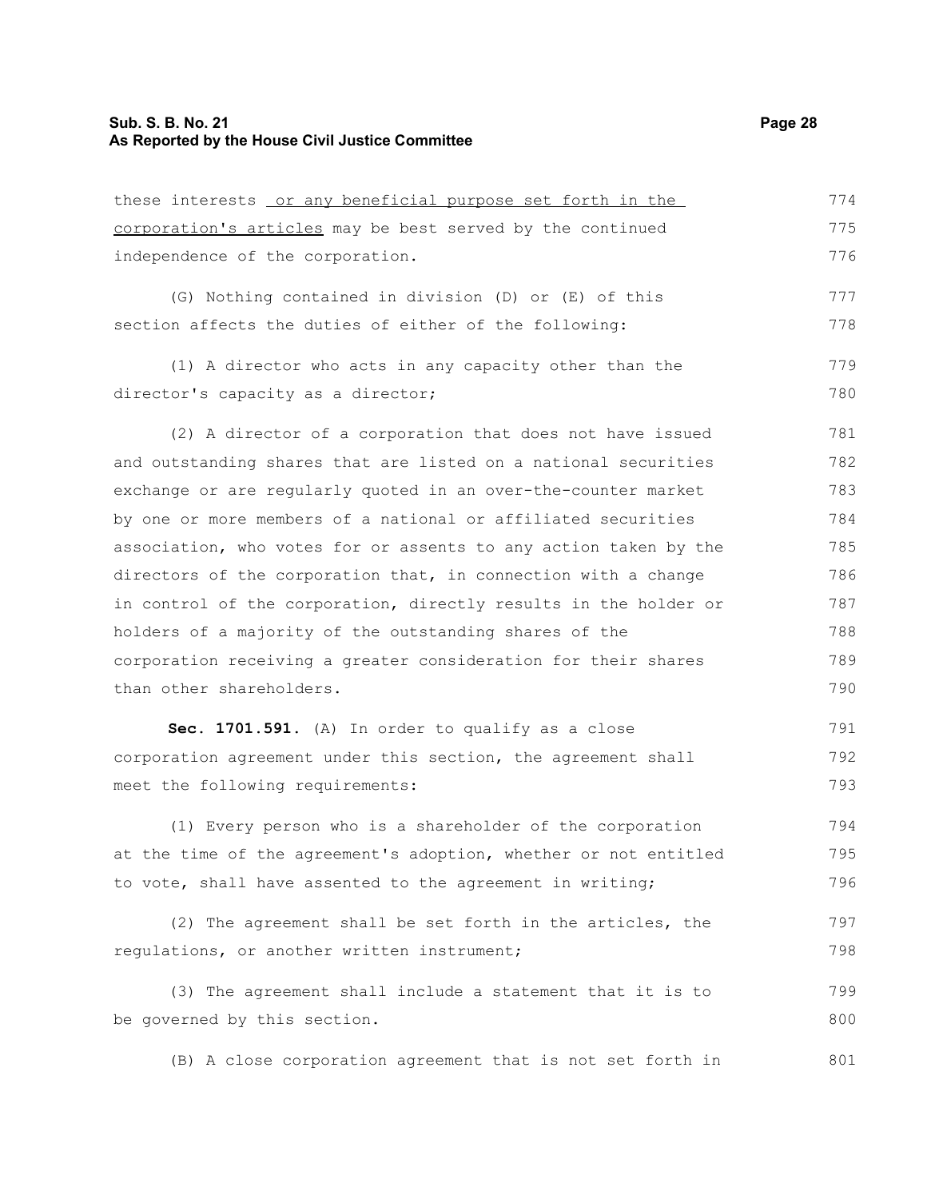these interests or any beneficial purpose set forth in the corporation's articles may be best served by the continued independence of the corporation.

(G) Nothing contained in division (D) or (E) of this section affects the duties of either of the following:

(1) A director who acts in any capacity other than the director's capacity as a director;

(2) A director of a corporation that does not have issued and outstanding shares that are listed on a national securities exchange or are regularly quoted in an over-the-counter market by one or more members of a national or affiliated securities association, who votes for or assents to any action taken by the directors of the corporation that, in connection with a change in control of the corporation, directly results in the holder or holders of a majority of the outstanding shares of the corporation receiving a greater consideration for their shares than other shareholders.

**Sec. 1701.591.** (A) In order to qualify as a close corporation agreement under this section, the agreement shall meet the following requirements:

(1) Every person who is a shareholder of the corporation at the time of the agreement's adoption, whether or not entitled to vote, shall have assented to the agreement in writing;

(2) The agreement shall be set forth in the articles, the regulations, or another written instrument;

(3) The agreement shall include a statement that it is to be governed by this section.

(B) A close corporation agreement that is not set forth in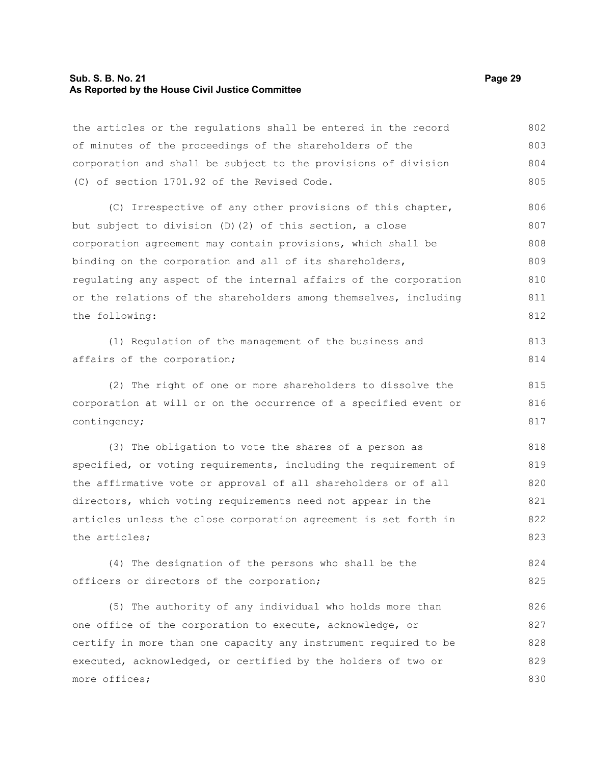the articles or the regulations shall be entered in the record of minutes of the proceedings of the shareholders of the corporation and shall be subject to the provisions of division (C) of section 1701.92 of the Revised Code.

(C) Irrespective of any other provisions of this chapter, but subject to division (D)(2) of this section, a close corporation agreement may contain provisions, which shall be binding on the corporation and all of its shareholders, regulating any aspect of the internal affairs of the corporation or the relations of the shareholders among themselves, including the following:

(1) Regulation of the management of the business and affairs of the corporation;

(2) The right of one or more shareholders to dissolve the corporation at will or on the occurrence of a specified event or contingency;

(3) The obligation to vote the shares of a person as specified, or voting requirements, including the requirement of the affirmative vote or approval of all shareholders or of all directors, which voting requirements need not appear in the articles unless the close corporation agreement is set forth in the articles;

(4) The designation of the persons who shall be the officers or directors of the corporation;

(5) The authority of any individual who holds more than one office of the corporation to execute, acknowledge, or certify in more than one capacity any instrument required to be executed, acknowledged, or certified by the holders of two or more offices;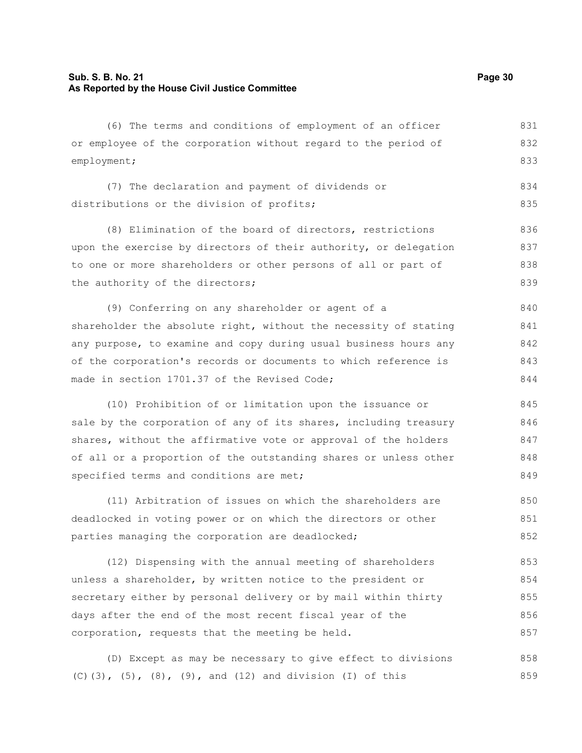(6) The terms and conditions of employment of an officer or employee of the corporation without regard to the period of employment;

(7) The declaration and payment of dividends or distributions or the division of profits;

(8) Elimination of the board of directors, restrictions upon the exercise by directors of their authority, or delegation to one or more shareholders or other persons of all or part of the authority of the directors;

(9) Conferring on any shareholder or agent of a shareholder the absolute right, without the necessity of stating any purpose, to examine and copy during usual business hours any of the corporation's records or documents to which reference is made in section 1701.37 of the Revised Code;

(10) Prohibition of or limitation upon the issuance or sale by the corporation of any of its shares, including treasury shares, without the affirmative vote or approval of the holders of all or a proportion of the outstanding shares or unless other specified terms and conditions are met;

(11) Arbitration of issues on which the shareholders are deadlocked in voting power or on which the directors or other parties managing the corporation are deadlocked;

(12) Dispensing with the annual meeting of shareholders unless a shareholder, by written notice to the president or secretary either by personal delivery or by mail within thirty days after the end of the most recent fiscal year of the corporation, requests that the meeting be held.

(D) Except as may be necessary to give effect to divisions (C)(3), (5), (8), (9), and (12) and division (I) of this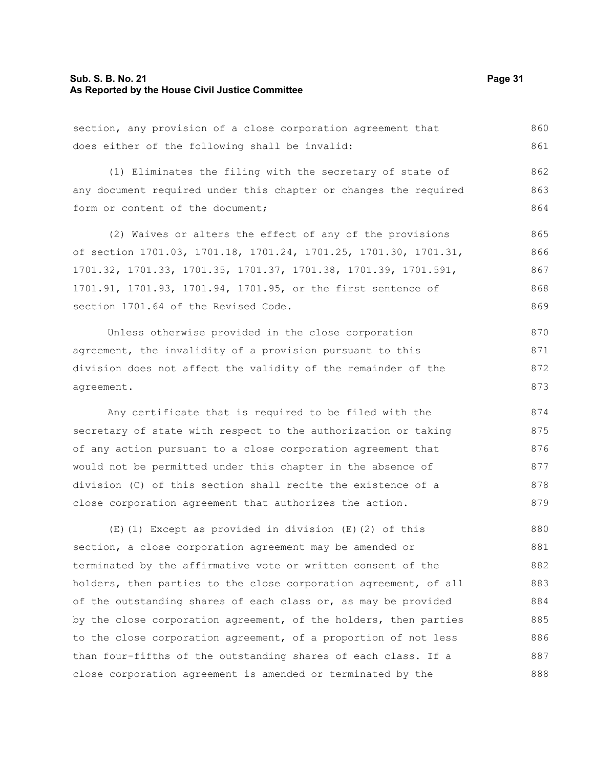section, any provision of a close corporation agreement that does either of the following shall be invalid:

(1) Eliminates the filing with the secretary of state of any document required under this chapter or changes the required form or content of the document;

(2) Waives or alters the effect of any of the provisions of section 1701.03, 1701.18, 1701.24, 1701.25, 1701.30, 1701.31, 1701.32, 1701.33, 1701.35, 1701.37, 1701.38, 1701.39, 1701.591, 1701.91, 1701.93, 1701.94, 1701.95, or the first sentence of section 1701.64 of the Revised Code.

Unless otherwise provided in the close corporation agreement, the invalidity of a provision pursuant to this division does not affect the validity of the remainder of the agreement.

Any certificate that is required to be filed with the secretary of state with respect to the authorization or taking of any action pursuant to a close corporation agreement that would not be permitted under this chapter in the absence of division (C) of this section shall recite the existence of a close corporation agreement that authorizes the action.

(E)(1) Except as provided in division (E)(2) of this section, a close corporation agreement may be amended or terminated by the affirmative vote or written consent of the holders, then parties to the close corporation agreement, of all of the outstanding shares of each class or, as may be provided by the close corporation agreement, of the holders, then parties to the close corporation agreement, of a proportion of not less than four-fifths of the outstanding shares of each class. If a close corporation agreement is amended or terminated by the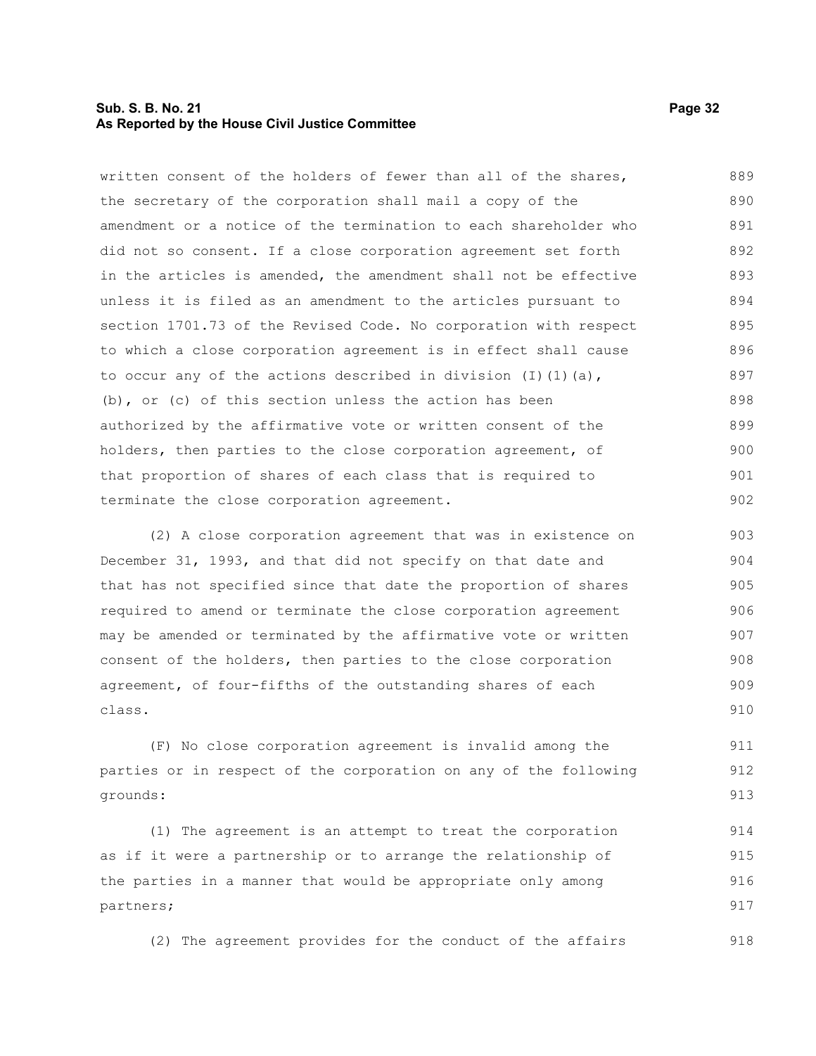written consent of the holders of fewer than all of the shares, the secretary of the corporation shall mail a copy of the amendment or a notice of the termination to each shareholder who did not so consent. If a close corporation agreement set forth in the articles is amended, the amendment shall not be effective unless it is filed as an amendment to the articles pursuant to section 1701.73 of the Revised Code. No corporation with respect to which a close corporation agreement is in effect shall cause to occur any of the actions described in division (I)(1)(a), (b), or (c) of this section unless the action has been authorized by the affirmative vote or written consent of the holders, then parties to the close corporation agreement, of that proportion of shares of each class that is required to terminate the close corporation agreement.

(2) A close corporation agreement that was in existence on December 31, 1993, and that did not specify on that date and that has not specified since that date the proportion of shares required to amend or terminate the close corporation agreement may be amended or terminated by the affirmative vote or written consent of the holders, then parties to the close corporation agreement, of four-fifths of the outstanding shares of each class.

(F) No close corporation agreement is invalid among the parties or in respect of the corporation on any of the following grounds:

(1) The agreement is an attempt to treat the corporation as if it were a partnership or to arrange the relationship of the parties in a manner that would be appropriate only among partners;

(2) The agreement provides for the conduct of the affairs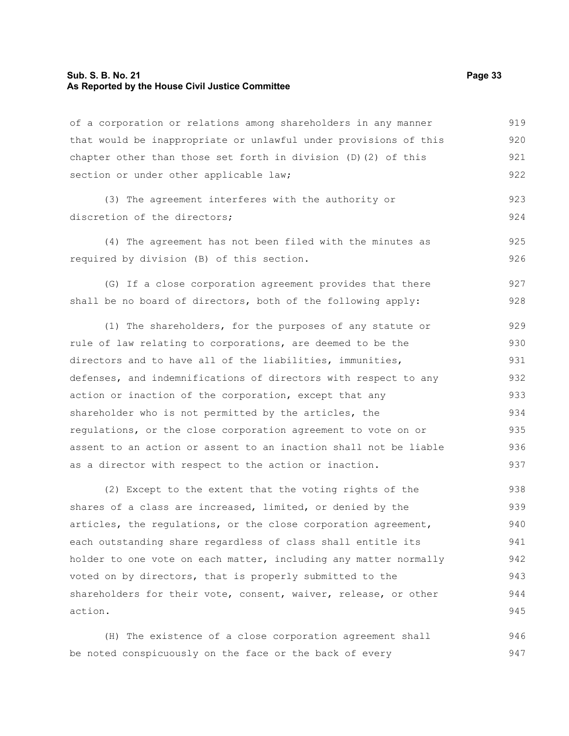of a corporation or relations among shareholders in any manner that would be inappropriate or unlawful under provisions of this chapter other than those set forth in division (D)(2) of this section or under other applicable law;

(3) The agreement interferes with the authority or discretion of the directors;

(4) The agreement has not been filed with the minutes as required by division (B) of this section.

(G) If a close corporation agreement provides that there shall be no board of directors, both of the following apply:

(1) The shareholders, for the purposes of any statute or rule of law relating to corporations, are deemed to be the directors and to have all of the liabilities, immunities, defenses, and indemnifications of directors with respect to any action or inaction of the corporation, except that any shareholder who is not permitted by the articles, the regulations, or the close corporation agreement to vote on or assent to an action or assent to an inaction shall not be liable as a director with respect to the action or inaction.

(2) Except to the extent that the voting rights of the shares of a class are increased, limited, or denied by the articles, the regulations, or the close corporation agreement, each outstanding share regardless of class shall entitle its holder to one vote on each matter, including any matter normally voted on by directors, that is properly submitted to the shareholders for their vote, consent, waiver, release, or other action.

(H) The existence of a close corporation agreement shall be noted conspicuously on the face or the back of every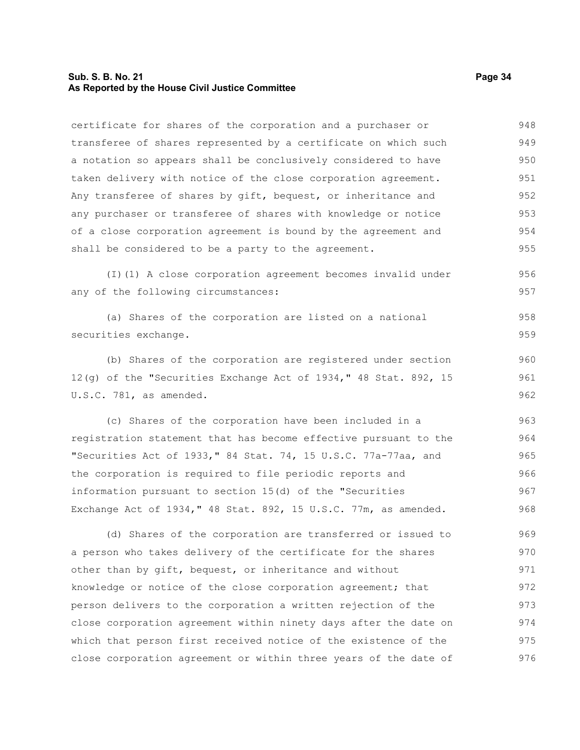certificate for shares of the corporation and a purchaser or transferee of shares represented by a certificate on which such a notation so appears shall be conclusively considered to have taken delivery with notice of the close corporation agreement. Any transferee of shares by gift, bequest, or inheritance and any purchaser or transferee of shares with knowledge or notice of a close corporation agreement is bound by the agreement and shall be considered to be a party to the agreement.

(I)(1) A close corporation agreement becomes invalid under any of the following circumstances:

(a) Shares of the corporation are listed on a national securities exchange.

(b) Shares of the corporation are registered under section 12(g) of the "Securities Exchange Act of 1934," 48 Stat. 892, 15 U.S.C. 781, as amended.

(c) Shares of the corporation have been included in a registration statement that has become effective pursuant to the "Securities Act of 1933," 84 Stat. 74, 15 U.S.C. 77a-77aa, and the corporation is required to file periodic reports and information pursuant to section 15(d) of the "Securities Exchange Act of 1934," 48 Stat. 892, 15 U.S.C. 77m, as amended.

(d) Shares of the corporation are transferred or issued to a person who takes delivery of the certificate for the shares other than by gift, bequest, or inheritance and without knowledge or notice of the close corporation agreement; that person delivers to the corporation a written rejection of the close corporation agreement within ninety days after the date on which that person first received notice of the existence of the close corporation agreement or within three years of the date of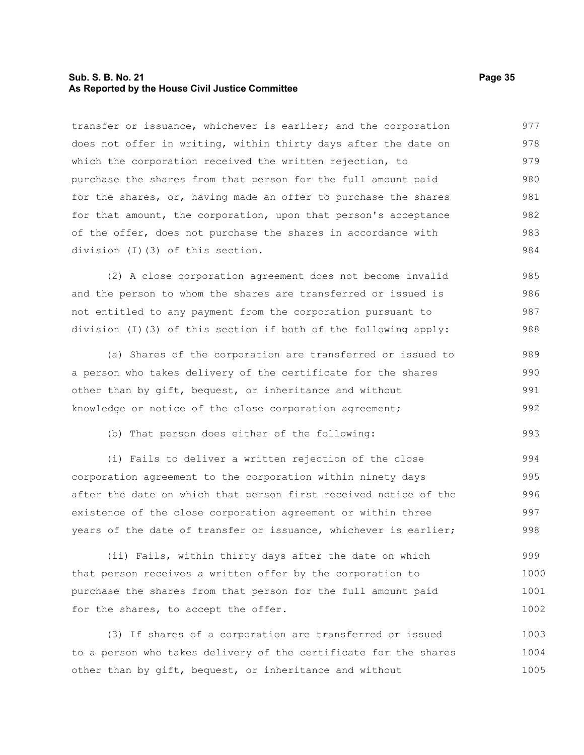transfer or issuance, whichever is earlier; and the corporation does not offer in writing, within thirty days after the date on which the corporation received the written rejection, to purchase the shares from that person for the full amount paid for the shares, or, having made an offer to purchase the shares for that amount, the corporation, upon that person's acceptance of the offer, does not purchase the shares in accordance with division (I)(3) of this section.

(2) A close corporation agreement does not become invalid and the person to whom the shares are transferred or issued is not entitled to any payment from the corporation pursuant to division (I)(3) of this section if both of the following apply:

(a) Shares of the corporation are transferred or issued to a person who takes delivery of the certificate for the shares other than by gift, bequest, or inheritance and without knowledge or notice of the close corporation agreement;

(b) That person does either of the following:

(i) Fails to deliver a written rejection of the close corporation agreement to the corporation within ninety days after the date on which that person first received notice of the existence of the close corporation agreement or within three years of the date of transfer or issuance, whichever is earlier;

(ii) Fails, within thirty days after the date on which that person receives a written offer by the corporation to purchase the shares from that person for the full amount paid for the shares, to accept the offer.

(3) If shares of a corporation are transferred or issued to a person who takes delivery of the certificate for the shares other than by gift, bequest, or inheritance and without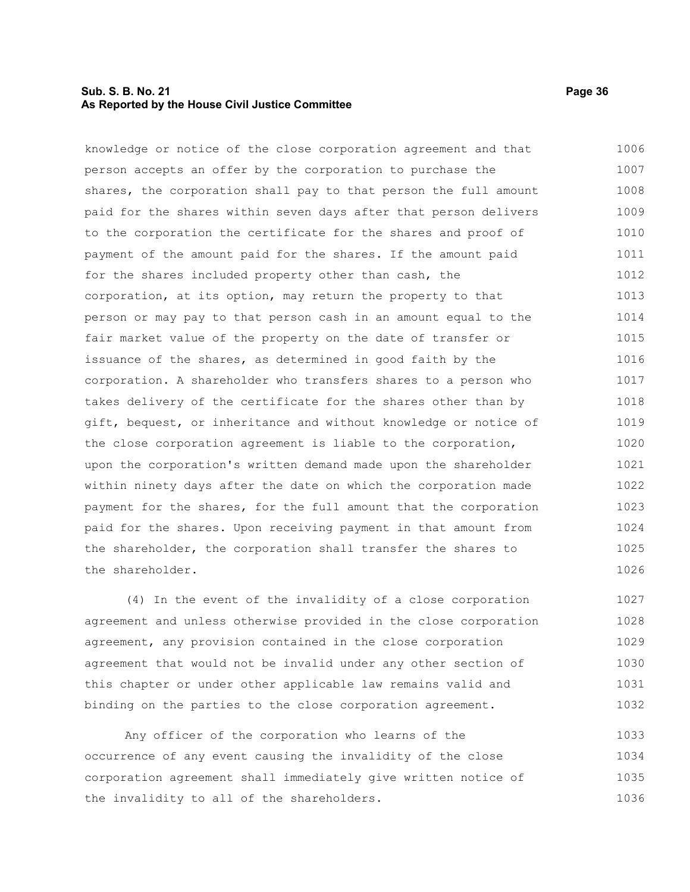knowledge or notice of the close corporation agreement and that person accepts an offer by the corporation to purchase the shares, the corporation shall pay to that person the full amount paid for the shares within seven days after that person delivers to the corporation the certificate for the shares and proof of payment of the amount paid for the shares. If the amount paid for the shares included property other than cash, the corporation, at its option, may return the property to that person or may pay to that person cash in an amount equal to the fair market value of the property on the date of transfer or issuance of the shares, as determined in good faith by the corporation. A shareholder who transfers shares to a person who takes delivery of the certificate for the shares other than by gift, bequest, or inheritance and without knowledge or notice of the close corporation agreement is liable to the corporation, upon the corporation's written demand made upon the shareholder within ninety days after the date on which the corporation made payment for the shares, for the full amount that the corporation paid for the shares. Upon receiving payment in that amount from the shareholder, the corporation shall transfer the shares to the shareholder.

(4) In the event of the invalidity of a close corporation agreement and unless otherwise provided in the close corporation agreement, any provision contained in the close corporation agreement that would not be invalid under any other section of this chapter or under other applicable law remains valid and binding on the parties to the close corporation agreement.

Any officer of the corporation who learns of the occurrence of any event causing the invalidity of the close corporation agreement shall immediately give written notice of the invalidity to all of the shareholders.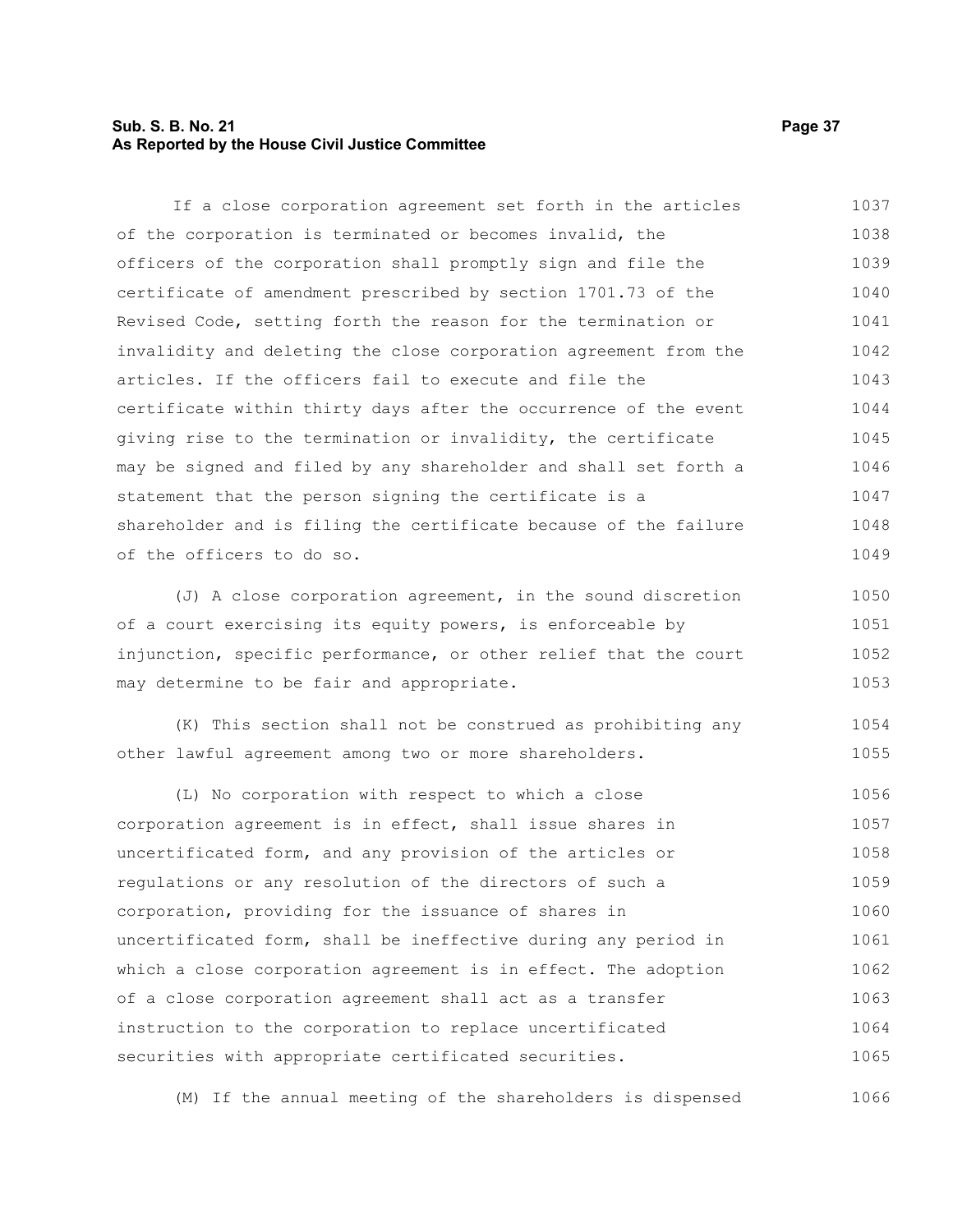If a close corporation agreement set forth in the articles of the corporation is terminated or becomes invalid, the officers of the corporation shall promptly sign and file the certificate of amendment prescribed by section 1701.73 of the Revised Code, setting forth the reason for the termination or invalidity and deleting the close corporation agreement from the articles. If the officers fail to execute and file the certificate within thirty days after the occurrence of the event giving rise to the termination or invalidity, the certificate may be signed and filed by any shareholder and shall set forth a statement that the person signing the certificate is a shareholder and is filing the certificate because of the failure of the officers to do so.

(J) A close corporation agreement, in the sound discretion of a court exercising its equity powers, is enforceable by injunction, specific performance, or other relief that the court may determine to be fair and appropriate.

(K) This section shall not be construed as prohibiting any other lawful agreement among two or more shareholders.

(L) No corporation with respect to which a close corporation agreement is in effect, shall issue shares in uncertificated form, and any provision of the articles or regulations or any resolution of the directors of such a corporation, providing for the issuance of shares in uncertificated form, shall be ineffective during any period in which a close corporation agreement is in effect. The adoption of a close corporation agreement shall act as a transfer instruction to the corporation to replace uncertificated securities with appropriate certificated securities.

(M) If the annual meeting of the shareholders is dispensed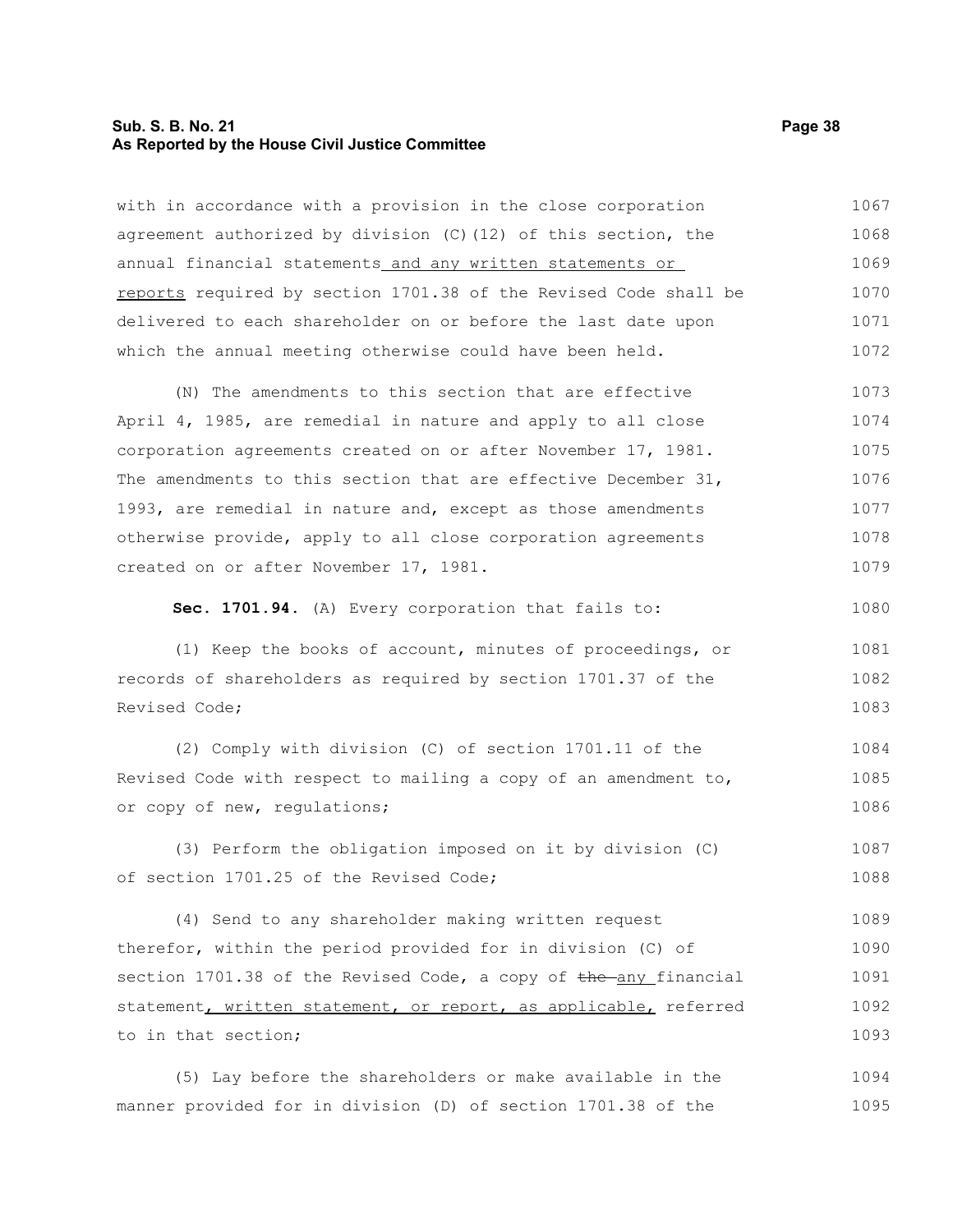with in accordance with a provision in the close corporation agreement authorized by division (C)(12) of this section, the annual financial statements and any written statements or reports required by section 1701.38 of the Revised Code shall be delivered to each shareholder on or before the last date upon which the annual meeting otherwise could have been held.

(N) The amendments to this section that are effective April 4, 1985, are remedial in nature and apply to all close corporation agreements created on or after November 17, 1981. The amendments to this section that are effective December 31, 1993, are remedial in nature and, except as those amendments otherwise provide, apply to all close corporation agreements created on or after November 17, 1981.

**Sec. 1701.94.** (A) Every corporation that fails to:

(1) Keep the books of account, minutes of proceedings, or records of shareholders as required by section 1701.37 of the Revised Code;

(2) Comply with division (C) of section 1701.11 of the Revised Code with respect to mailing a copy of an amendment to, or copy of new, regulations;

(3) Perform the obligation imposed on it by division (C) of section 1701.25 of the Revised Code;

(4) Send to any shareholder making written request therefor, within the period provided for in division (C) of section 1701.38 of the Revised Code, a copy of ~~the~~ any financial statement, written statement, or report, as applicable, referred to in that section;

(5) Lay before the shareholders or make available in the manner provided for in division (D) of section 1701.38 of the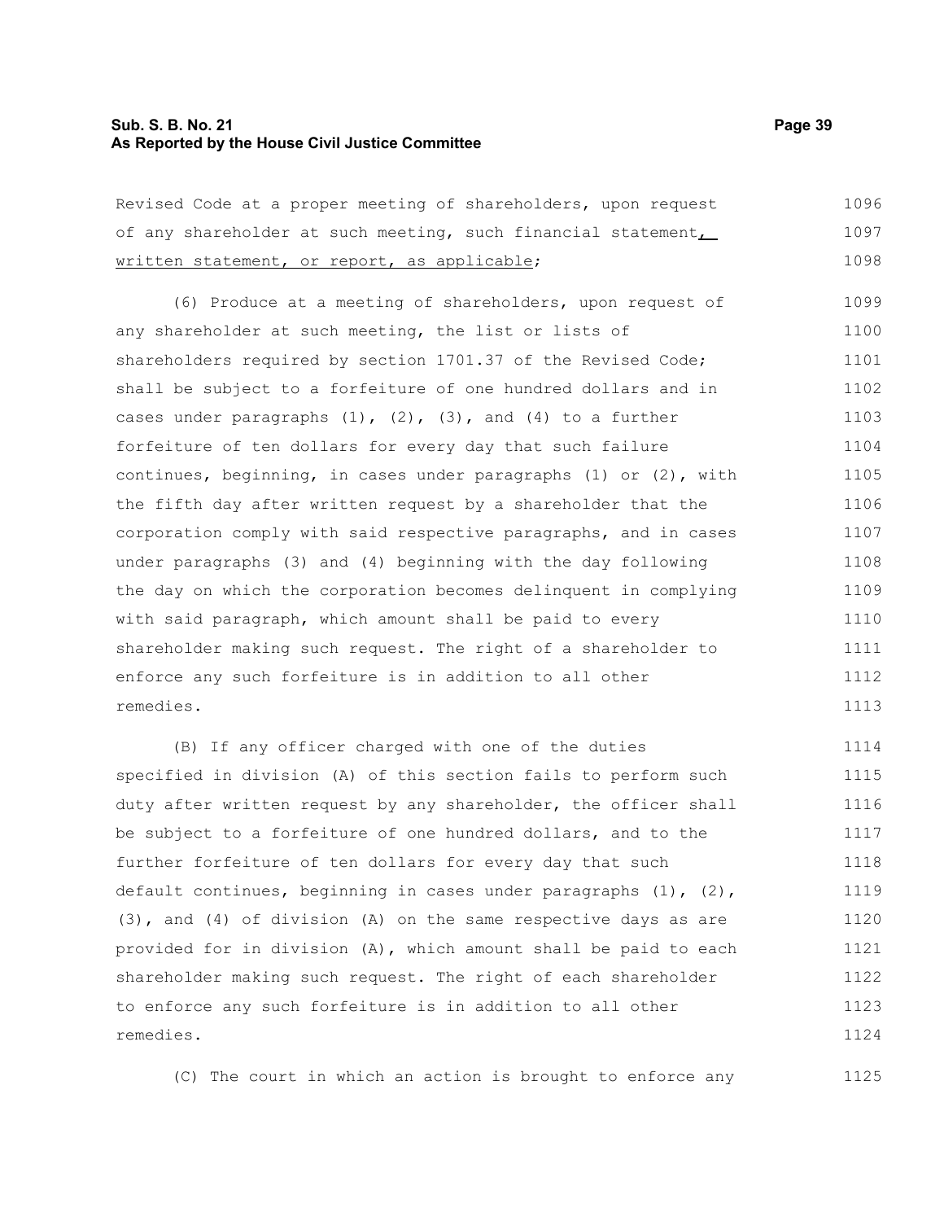Revised Code at a proper meeting of shareholders, upon request of any shareholder at such meeting, such financial statement, written statement, or report, as applicable;

(6) Produce at a meeting of shareholders, upon request of any shareholder at such meeting, the list or lists of shareholders required by section 1701.37 of the Revised Code; shall be subject to a forfeiture of one hundred dollars and in cases under paragraphs (1), (2), (3), and (4) to a further forfeiture of ten dollars for every day that such failure continues, beginning, in cases under paragraphs (1) or (2), with the fifth day after written request by a shareholder that the corporation comply with said respective paragraphs, and in cases under paragraphs (3) and (4) beginning with the day following the day on which the corporation becomes delinquent in complying with said paragraph, which amount shall be paid to every shareholder making such request. The right of a shareholder to enforce any such forfeiture is in addition to all other remedies.

(B) If any officer charged with one of the duties specified in division (A) of this section fails to perform such duty after written request by any shareholder, the officer shall be subject to a forfeiture of one hundred dollars, and to the further forfeiture of ten dollars for every day that such default continues, beginning in cases under paragraphs (1), (2), (3), and (4) of division (A) on the same respective days as are provided for in division (A), which amount shall be paid to each shareholder making such request. The right of each shareholder to enforce any such forfeiture is in addition to all other remedies.

(C) The court in which an action is brought to enforce any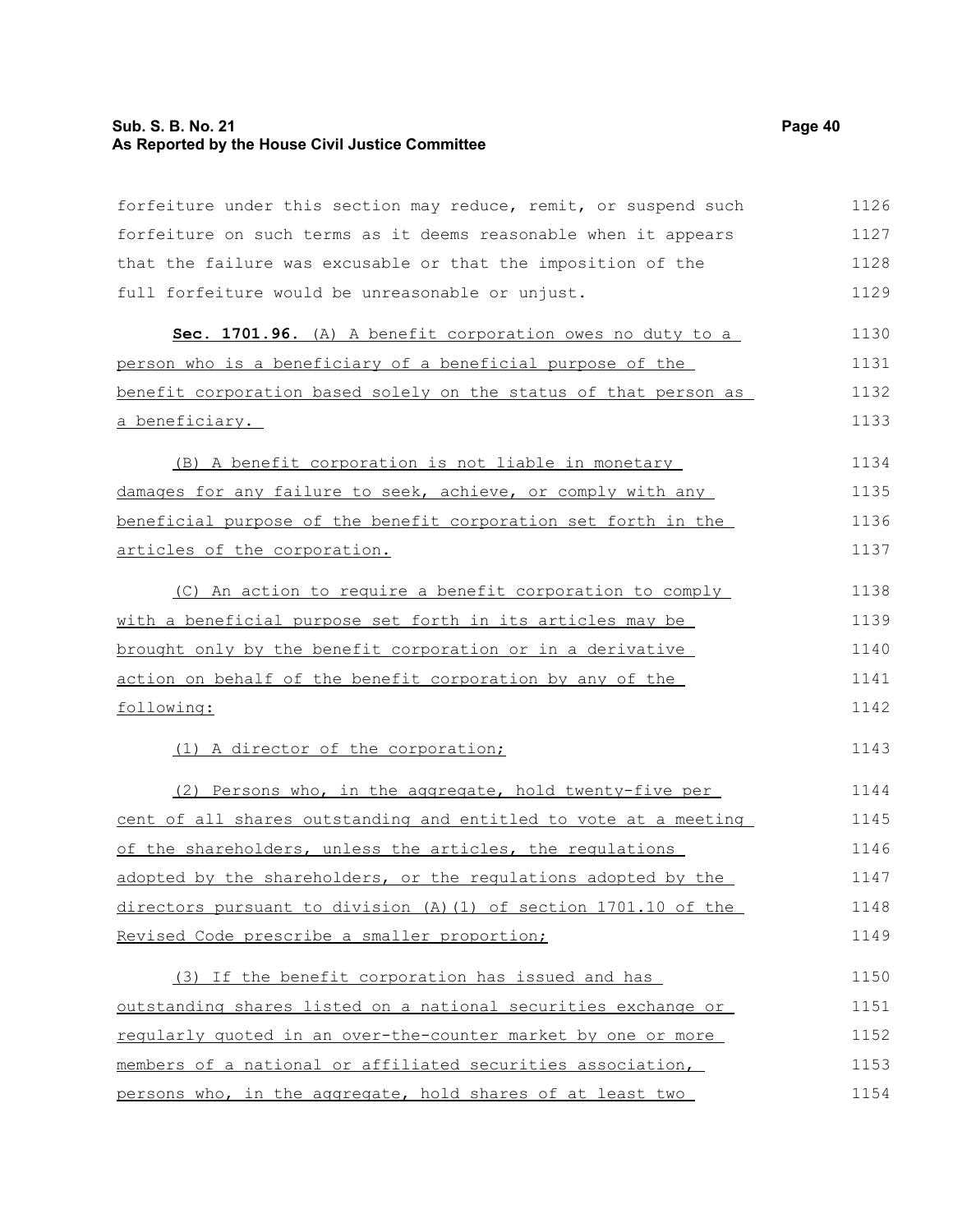forfeiture under this section may reduce, remit, or suspend such forfeiture on such terms as it deems reasonable when it appears that the failure was excusable or that the imposition of the full forfeiture would be unreasonable or unjust.

**Sec. 1701.96.** (A) A benefit corporation owes no duty to a person who is a beneficiary of a beneficial purpose of the benefit corporation based solely on the status of that person as a beneficiary.

(B) A benefit corporation is not liable in monetary damages for any failure to seek, achieve, or comply with any beneficial purpose of the benefit corporation set forth in the articles of the corporation.

(C) An action to require a benefit corporation to comply with a beneficial purpose set forth in its articles may be brought only by the benefit corporation or in a derivative action on behalf of the benefit corporation by any of the following:

(1) A director of the corporation;

(2) Persons who, in the aggregate, hold twenty-five per cent of all shares outstanding and entitled to vote at a meeting of the shareholders, unless the articles, the regulations adopted by the shareholders, or the regulations adopted by the directors pursuant to division (A)(1) of section 1701.10 of the Revised Code prescribe a smaller proportion;

(3) If the benefit corporation has issued and has outstanding shares listed on a national securities exchange or regularly quoted in an over-the-counter market by one or more members of a national or affiliated securities association, persons who, in the aggregate, hold shares of at least two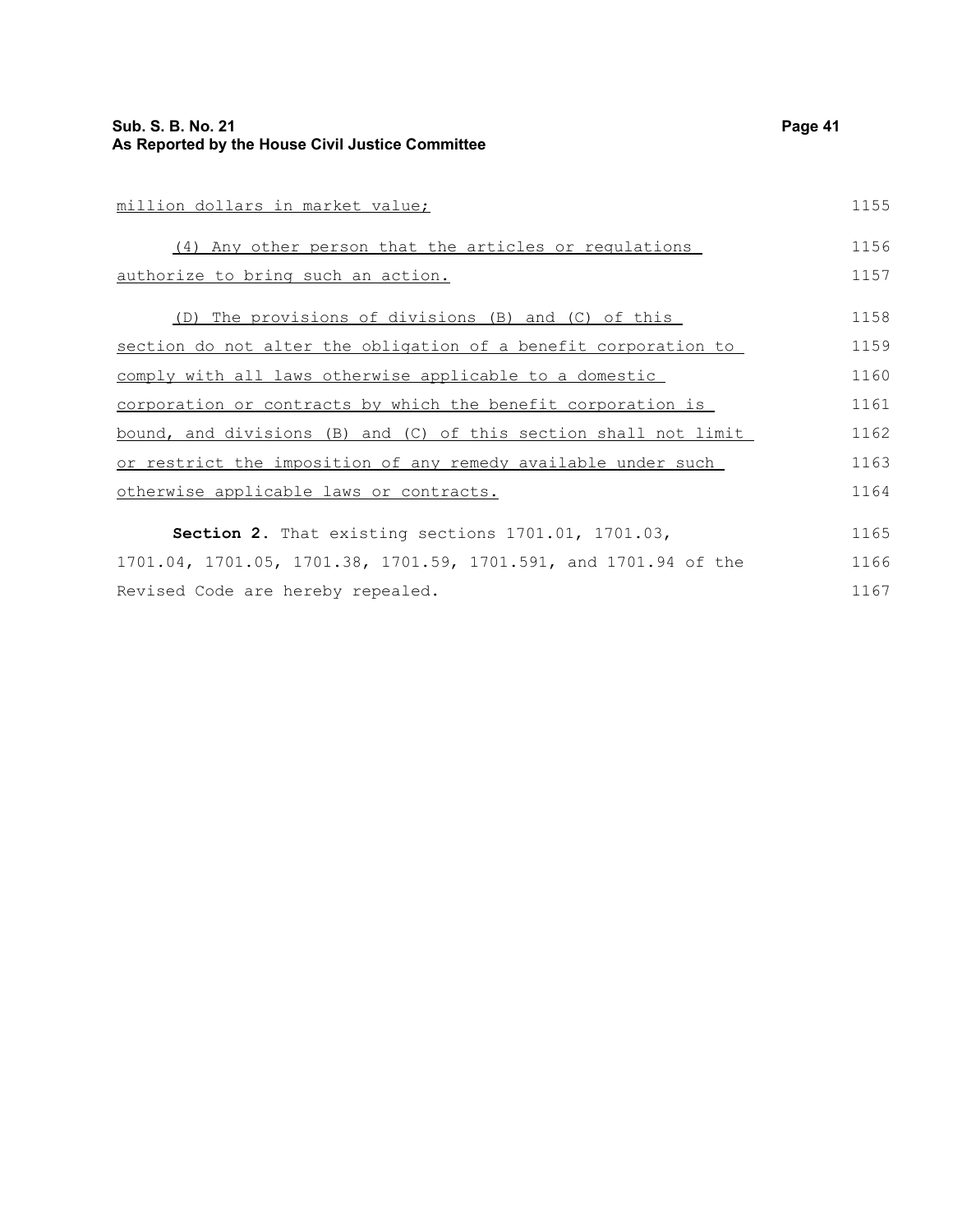million dollars in market value;

(4) Any other person that the articles or regulations authorize to bring such an action.

(D) The provisions of divisions (B) and (C) of this section do not alter the obligation of a benefit corporation to comply with all laws otherwise applicable to a domestic corporation or contracts by which the benefit corporation is bound, and divisions (B) and (C) of this section shall not limit or restrict the imposition of any remedy available under such otherwise applicable laws or contracts.

**Section 2.** That existing sections 1701.01, 1701.03, 1701.04, 1701.05, 1701.38, 1701.59, 1701.591, and 1701.94 of the Revised Code are hereby repealed.